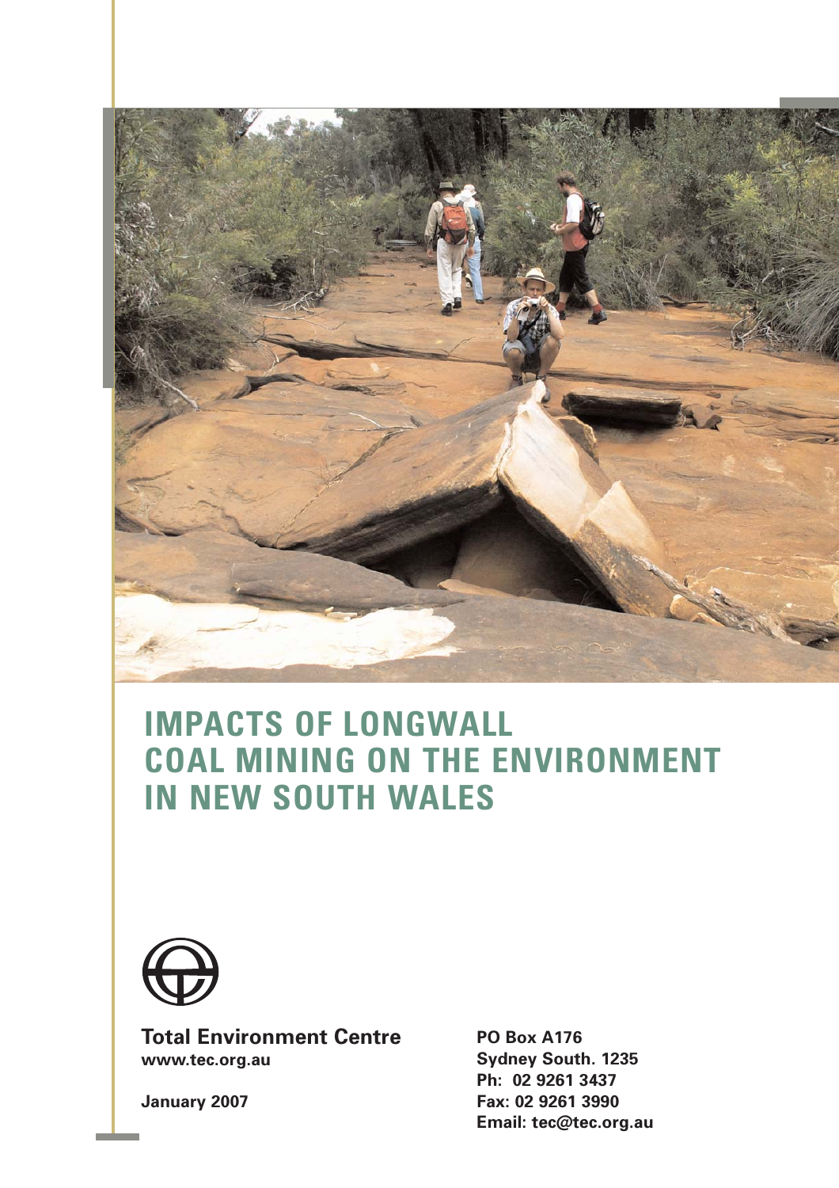# IMPACTS OF LONGWALL COAL MINING ON THE ENVIRONMENT IN NEW SOUTH WALES

**Total Environment Centre**
**www.tec.org.au**

**January 2007**

**PO Box A176**
**Sydney South. 1235**
**Ph: 02 9261 3437**
**Fax: 02 9261 3990**
**Email: tec@tec.org.au**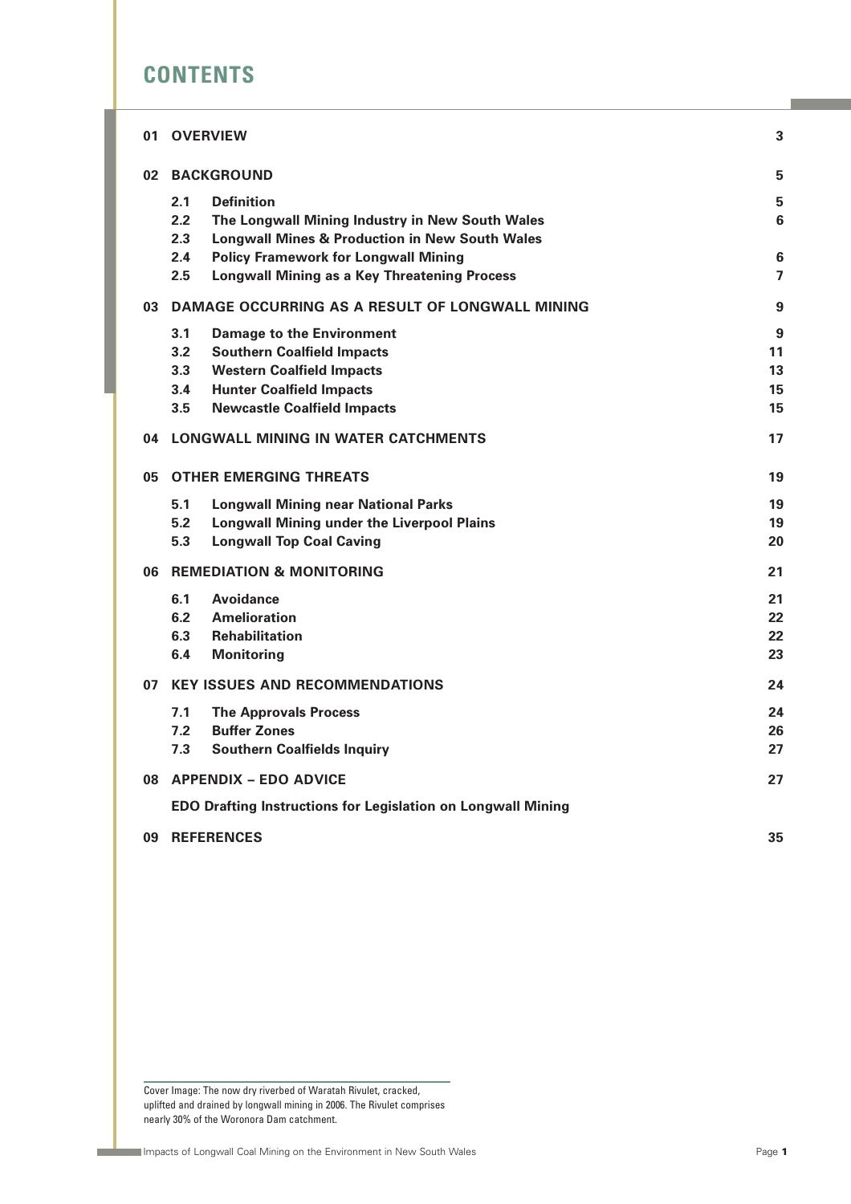# CONTENTS

| | | |
|---|---|---|
| **01** | **OVERVIEW** | **3** |
| **02** | **BACKGROUND** | **5** |
| 2.1 | Definition | 5 |
| 2.2 | The Longwall Mining Industry in New South Wales | 6 |
| 2.3 | Longwall Mines & Production in New South Wales | |
| 2.4 | Policy Framework for Longwall Mining | 6 |
| 2.5 | Longwall Mining as a Key Threatening Process | 7 |
| **03** | **DAMAGE OCCURRING AS A RESULT OF LONGWALL MINING** | **9** |
| 3.1 | Damage to the Environment | 9 |
| 3.2 | Southern Coalfield Impacts | 11 |
| 3.3 | Western Coalfield Impacts | 13 |
| 3.4 | Hunter Coalfield Impacts | 15 |
| 3.5 | Newcastle Coalfield Impacts | 15 |
| **04** | **LONGWALL MINING IN WATER CATCHMENTS** | **17** |
| **05** | **OTHER EMERGING THREATS** | **19** |
| 5.1 | Longwall Mining near National Parks | 19 |
| 5.2 | Longwall Mining under the Liverpool Plains | 19 |
| 5.3 | Longwall Top Coal Caving | 20 |
| **06** | **REMEDIATION & MONITORING** | **21** |
| 6.1 | Avoidance | 21 |
| 6.2 | Amelioration | 22 |
| 6.3 | Rehabilitation | 22 |
| 6.4 | Monitoring | 23 |
| **07** | **KEY ISSUES AND RECOMMENDATIONS** | **24** |
| 7.1 | The Approvals Process | 24 |
| 7.2 | Buffer Zones | 26 |
| 7.3 | Southern Coalfields Inquiry | 27 |
| **08** | **APPENDIX – EDO ADVICE** | **27** |
| | **EDO Drafting Instructions for Legislation on Longwall Mining** | |
| **09** | **REFERENCES** | **35** |

Cover Image: The now dry riverbed of Waratah Rivulet, cracked, uplifted and drained by longwall mining in 2006. The Rivulet comprises nearly 30% of the Woronora Dam catchment.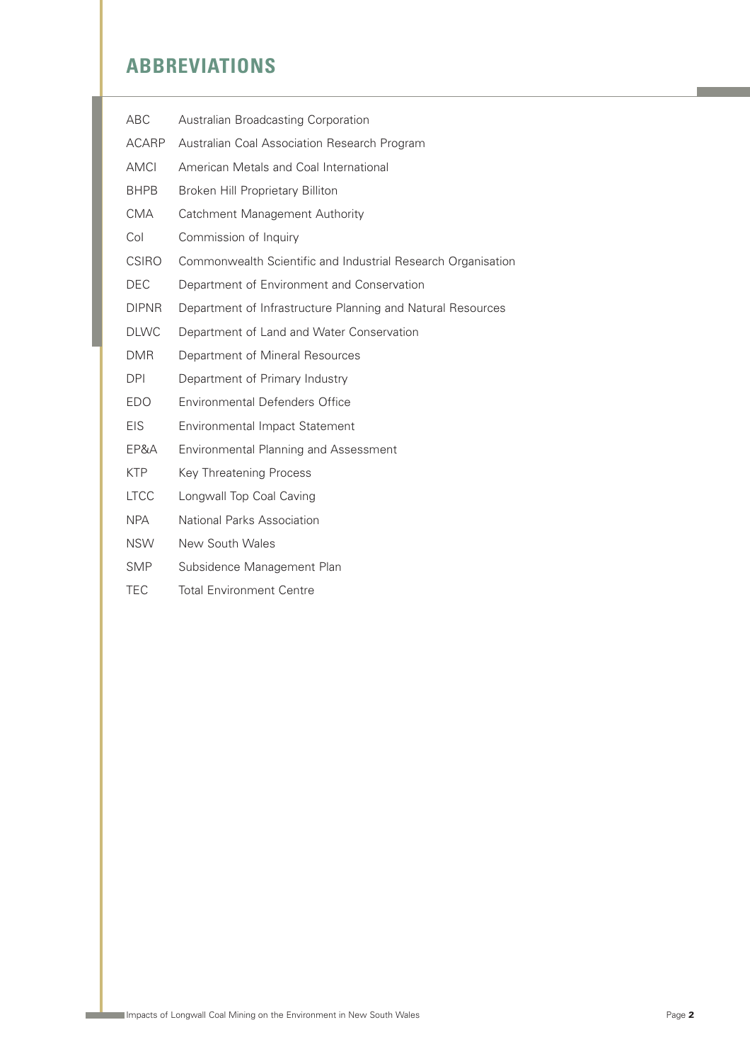# ABBREVIATIONS

| | |
|---|---|
| ABC | Australian Broadcasting Corporation |
| ACARP | Australian Coal Association Research Program |
| AMCI | American Metals and Coal International |
| BHPB | Broken Hill Proprietary Billiton |
| CMA | Catchment Management Authority |
| CoI | Commission of Inquiry |
| CSIRO | Commonwealth Scientific and Industrial Research Organisation |
| DEC | Department of Environment and Conservation |
| DIPNR | Department of Infrastructure Planning and Natural Resources |
| DLWC | Department of Land and Water Conservation |
| DMR | Department of Mineral Resources |
| DPI | Department of Primary Industry |
| EDO | Environmental Defenders Office |
| EIS | Environmental Impact Statement |
| EP&A | Environmental Planning and Assessment |
| KTP | Key Threatening Process |
| LTCC | Longwall Top Coal Caving |
| NPA | National Parks Association |
| NSW | New South Wales |
| SMP | Subsidence Management Plan |
| TEC | Total Environment Centre |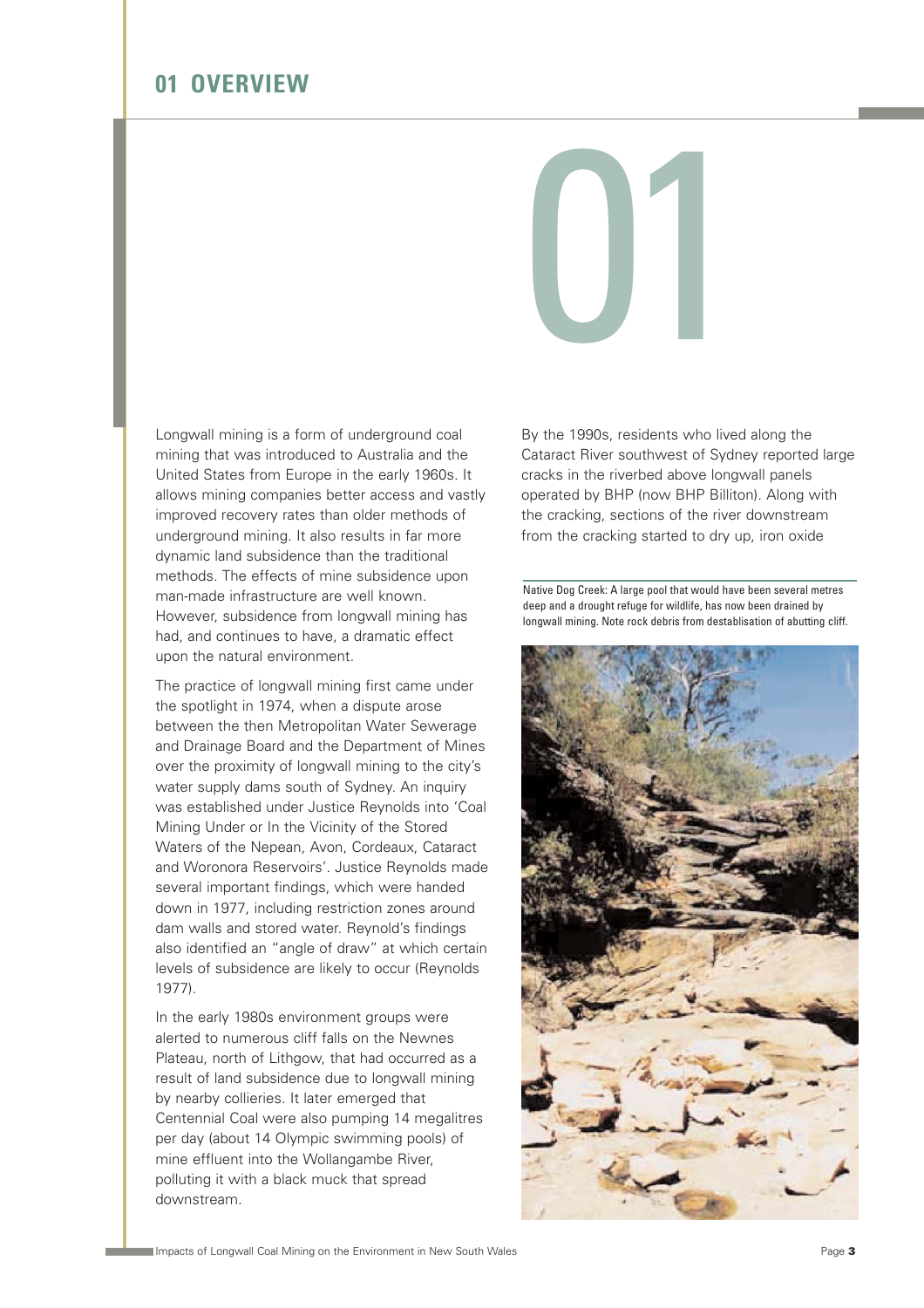# 01 OVERVIEW

Longwall mining is a form of underground coal mining that was introduced to Australia and the United States from Europe in the early 1960s. It allows mining companies better access and vastly improved recovery rates than older methods of underground mining. It also results in far more dynamic land subsidence than the traditional methods. The effects of mine subsidence upon man-made infrastructure are well known. However, subsidence from longwall mining has had, and continues to have, a dramatic effect upon the natural environment.

The practice of longwall mining first came under the spotlight in 1974, when a dispute arose between the then Metropolitan Water Sewerage and Drainage Board and the Department of Mines over the proximity of longwall mining to the city's water supply dams south of Sydney. An inquiry was established under Justice Reynolds into 'Coal Mining Under or In the Vicinity of the Stored Waters of the Nepean, Avon, Cordeaux, Cataract and Woronora Reservoirs'. Justice Reynolds made several important findings, which were handed down in 1977, including restriction zones around dam walls and stored water. Reynold's findings also identified an "angle of draw" at which certain levels of subsidence are likely to occur (Reynolds 1977).

In the early 1980s environment groups were alerted to numerous cliff falls on the Newnes Plateau, north of Lithgow, that had occurred as a result of land subsidence due to longwall mining by nearby collieries. It later emerged that Centennial Coal were also pumping 14 megalitres per day (about 14 Olympic swimming pools) of mine effluent into the Wollangambe River, polluting it with a black muck that spread downstream.

By the 1990s, residents who lived along the Cataract River southwest of Sydney reported large cracks in the riverbed above longwall panels operated by BHP (now BHP Billiton). Along with the cracking, sections of the river downstream from the cracking started to dry up, iron oxide

Native Dog Creek: A large pool that would have been several metres deep and a drought refuge for wildlife, has now been drained by longwall mining. Note rock debris from destablisation of abutting cliff.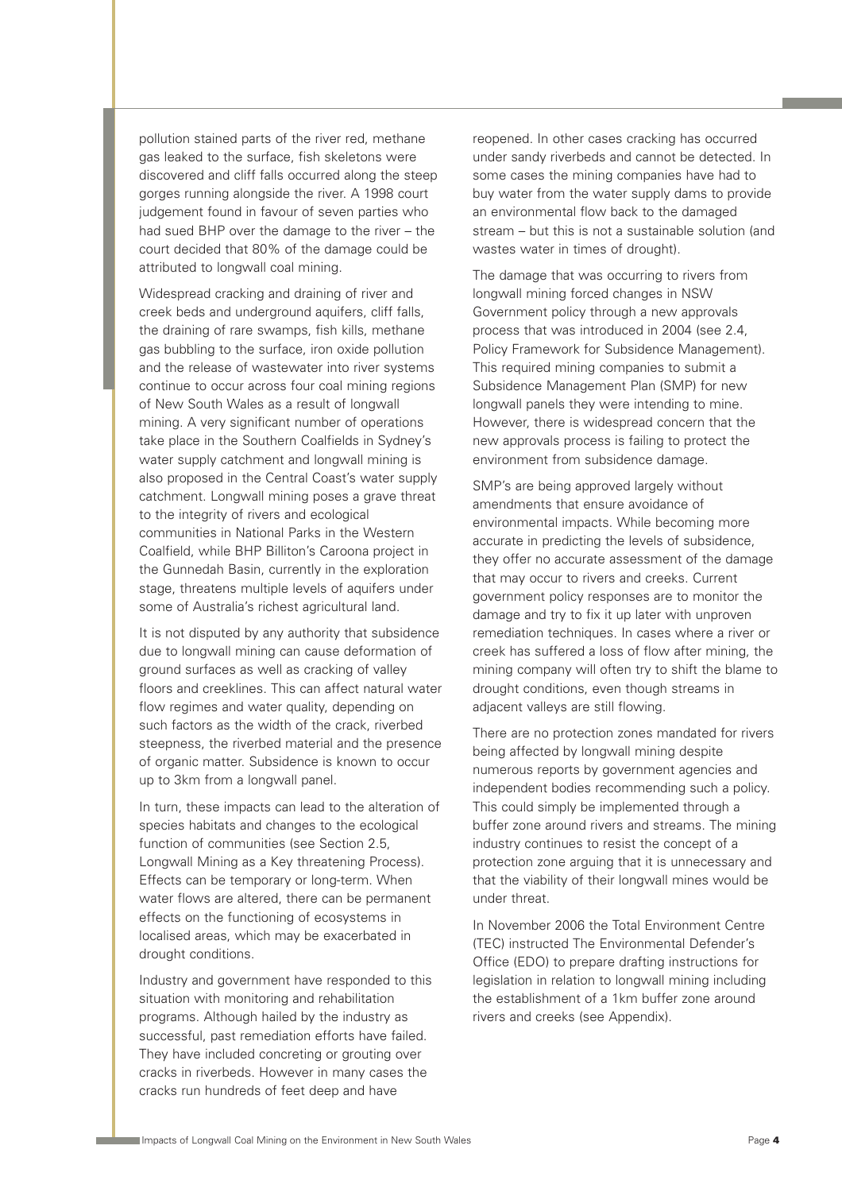pollution stained parts of the river red, methane gas leaked to the surface, fish skeletons were discovered and cliff falls occurred along the steep gorges running alongside the river. A 1998 court judgement found in favour of seven parties who had sued BHP over the damage to the river – the court decided that 80% of the damage could be attributed to longwall coal mining.

Widespread cracking and draining of river and creek beds and underground aquifers, cliff falls, the draining of rare swamps, fish kills, methane gas bubbling to the surface, iron oxide pollution and the release of wastewater into river systems continue to occur across four coal mining regions of New South Wales as a result of longwall mining. A very significant number of operations take place in the Southern Coalfields in Sydney's water supply catchment and longwall mining is also proposed in the Central Coast's water supply catchment. Longwall mining poses a grave threat to the integrity of rivers and ecological communities in National Parks in the Western Coalfield, while BHP Billiton's Caroona project in the Gunnedah Basin, currently in the exploration stage, threatens multiple levels of aquifers under some of Australia's richest agricultural land.

It is not disputed by any authority that subsidence due to longwall mining can cause deformation of ground surfaces as well as cracking of valley floors and creeklines. This can affect natural water flow regimes and water quality, depending on such factors as the width of the crack, riverbed steepness, the riverbed material and the presence of organic matter. Subsidence is known to occur up to 3km from a longwall panel.

In turn, these impacts can lead to the alteration of species habitats and changes to the ecological function of communities (see Section 2.5, Longwall Mining as a Key threatening Process). Effects can be temporary or long-term. When water flows are altered, there can be permanent effects on the functioning of ecosystems in localised areas, which may be exacerbated in drought conditions.

Industry and government have responded to this situation with monitoring and rehabilitation programs. Although hailed by the industry as successful, past remediation efforts have failed. They have included concreting or grouting over cracks in riverbeds. However in many cases the cracks run hundreds of feet deep and have reopened. In other cases cracking has occurred under sandy riverbeds and cannot be detected. In some cases the mining companies have had to buy water from the water supply dams to provide an environmental flow back to the damaged stream – but this is not a sustainable solution (and wastes water in times of drought).

The damage that was occurring to rivers from longwall mining forced changes in NSW Government policy through a new approvals process that was introduced in 2004 (see 2.4, Policy Framework for Subsidence Management). This required mining companies to submit a Subsidence Management Plan (SMP) for new longwall panels they were intending to mine. However, there is widespread concern that the new approvals process is failing to protect the environment from subsidence damage.

SMP's are being approved largely without amendments that ensure avoidance of environmental impacts. While becoming more accurate in predicting the levels of subsidence, they offer no accurate assessment of the damage that may occur to rivers and creeks. Current government policy responses are to monitor the damage and try to fix it up later with unproven remediation techniques. In cases where a river or creek has suffered a loss of flow after mining, the mining company will often try to shift the blame to drought conditions, even though streams in adjacent valleys are still flowing.

There are no protection zones mandated for rivers being affected by longwall mining despite numerous reports by government agencies and independent bodies recommending such a policy. This could simply be implemented through a buffer zone around rivers and streams. The mining industry continues to resist the concept of a protection zone arguing that it is unnecessary and that the viability of their longwall mines would be under threat.

In November 2006 the Total Environment Centre (TEC) instructed The Environmental Defender's Office (EDO) to prepare drafting instructions for legislation in relation to longwall mining including the establishment of a 1km buffer zone around rivers and creeks (see Appendix).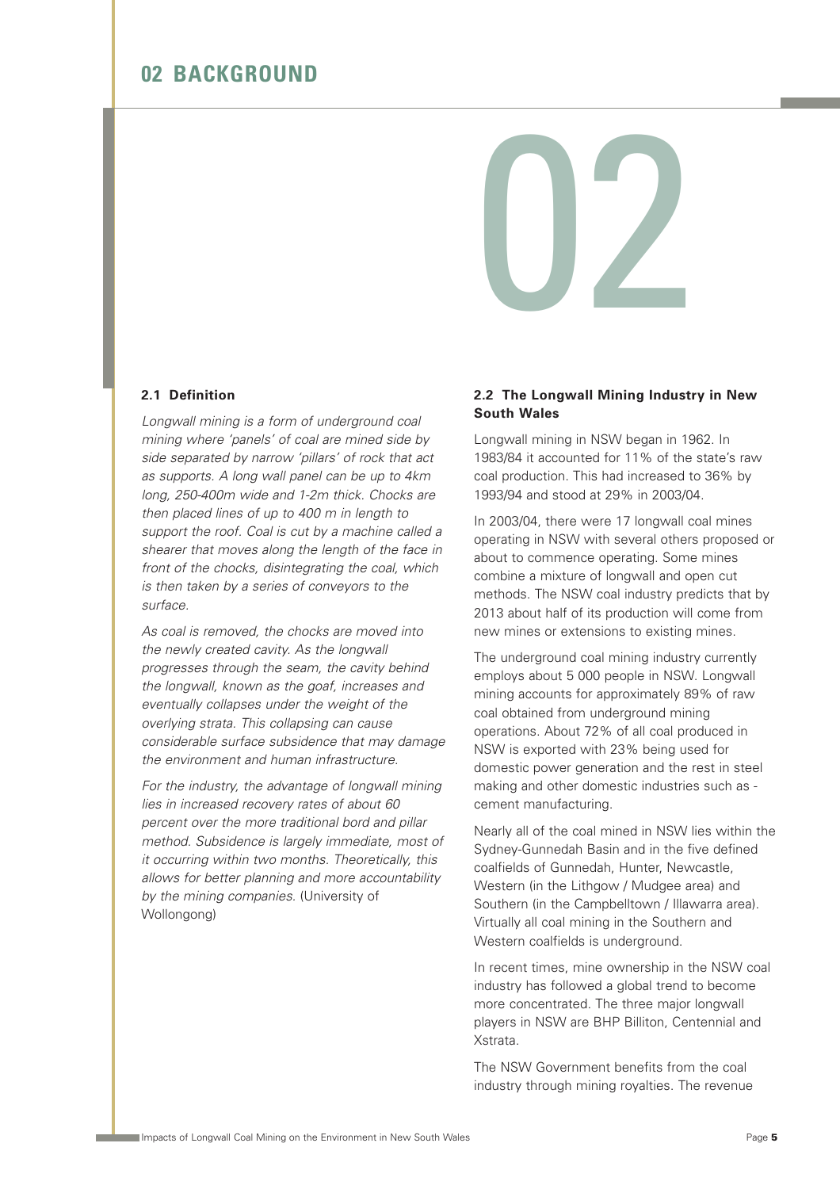# 02 BACKGROUND

### 2.1 Definition

*Longwall mining is a form of underground coal mining where 'panels' of coal are mined side by side separated by narrow 'pillars' of rock that act as supports. A long wall panel can be up to 4km long, 250-400m wide and 1-2m thick. Chocks are then placed lines of up to 400 m in length to support the roof. Coal is cut by a machine called a shearer that moves along the length of the face in front of the chocks, disintegrating the coal, which is then taken by a series of conveyors to the surface.*

*As coal is removed, the chocks are moved into the newly created cavity. As the longwall progresses through the seam, the cavity behind the longwall, known as the goaf, increases and eventually collapses under the weight of the overlying strata. This collapsing can cause considerable surface subsidence that may damage the environment and human infrastructure.*

*For the industry, the advantage of longwall mining lies in increased recovery rates of about 60 percent over the more traditional bord and pillar method. Subsidence is largely immediate, most of it occurring within two months. Theoretically, this allows for better planning and more accountability by the mining companies.* (University of Wollongong)

### 2.2 The Longwall Mining Industry in New South Wales

Longwall mining in NSW began in 1962. In 1983/84 it accounted for 11% of the state's raw coal production. This had increased to 36% by 1993/94 and stood at 29% in 2003/04.

In 2003/04, there were 17 longwall coal mines operating in NSW with several others proposed or about to commence operating. Some mines combine a mixture of longwall and open cut methods. The NSW coal industry predicts that by 2013 about half of its production will come from new mines or extensions to existing mines.

The underground coal mining industry currently employs about 5 000 people in NSW. Longwall mining accounts for approximately 89% of raw coal obtained from underground mining operations. About 72% of all coal produced in NSW is exported with 23% being used for domestic power generation and the rest in steel making and other domestic industries such as - cement manufacturing.

Nearly all of the coal mined in NSW lies within the Sydney-Gunnedah Basin and in the five defined coalfields of Gunnedah, Hunter, Newcastle, Western (in the Lithgow / Mudgee area) and Southern (in the Campbelltown / Illawarra area). Virtually all coal mining in the Southern and Western coalfields is underground.

In recent times, mine ownership in the NSW coal industry has followed a global trend to become more concentrated. The three major longwall players in NSW are BHP Billiton, Centennial and Xstrata.

The NSW Government benefits from the coal industry through mining royalties. The revenue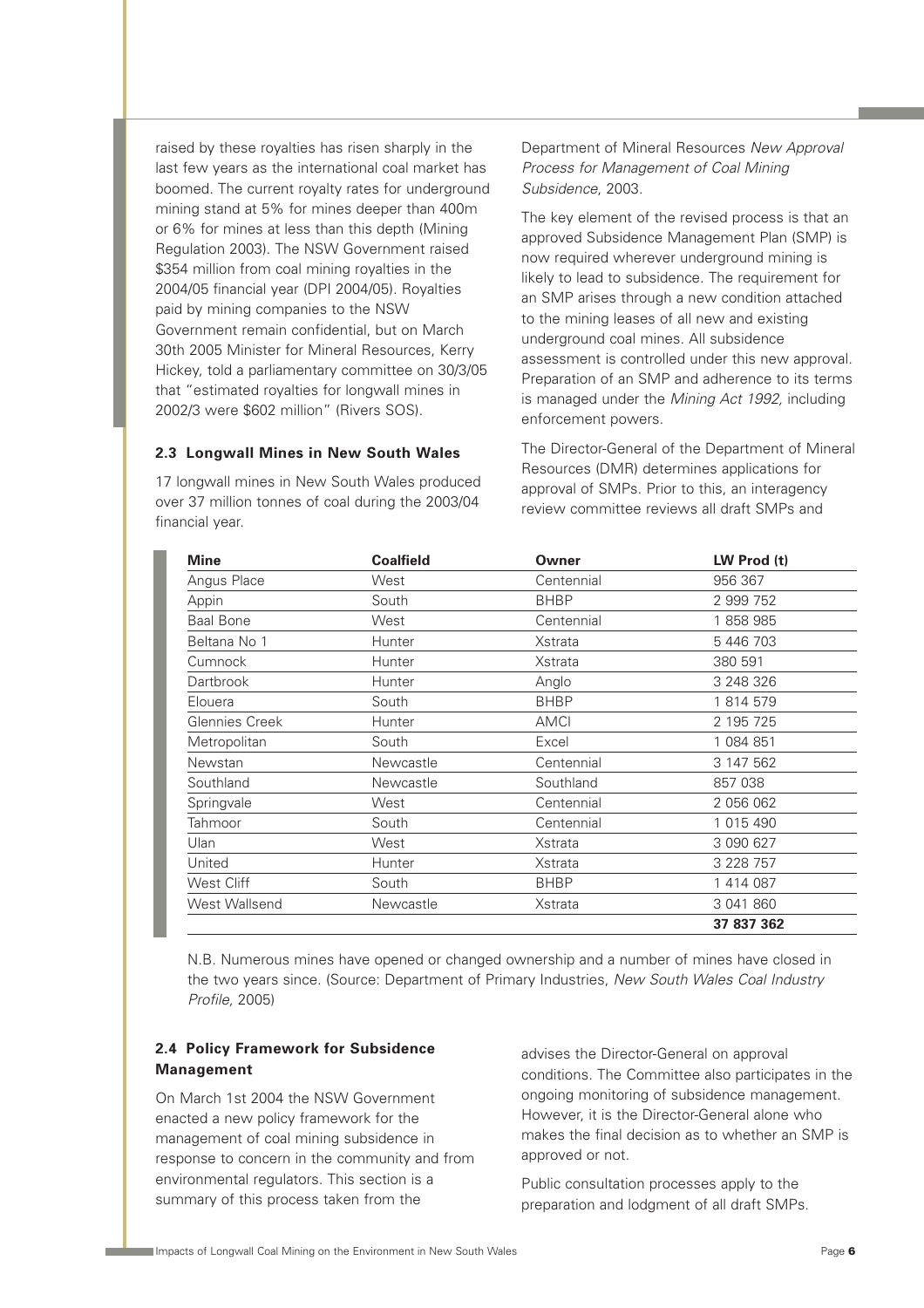raised by these royalties has risen sharply in the last few years as the international coal market has boomed. The current royalty rates for underground mining stand at 5% for mines deeper than 400m or 6% for mines at less than this depth (Mining Regulation 2003). The NSW Government raised $354 million from coal mining royalties in the 2004/05 financial year (DPI 2004/05). Royalties paid by mining companies to the NSW Government remain confidential, but on March 30th 2005 Minister for Mineral Resources, Kerry Hickey, told a parliamentary committee on 30/3/05 that "estimated royalties for longwall mines in 2002/3 were $602 million" (Rivers SOS).

### 2.3 Longwall Mines in New South Wales

17 longwall mines in New South Wales produced over 37 million tonnes of coal during the 2003/04 financial year.

| Mine | Coalfield | Owner | LW Prod (t) |
|---|---|---|---|
| Angus Place | West | Centennial | 956 367 |
| Appin | South | BHBP | 2 999 752 |
| Baal Bone | West | Centennial | 1 858 985 |
| Beltana No 1 | Hunter | Xstrata | 5 446 703 |
| Cumnock | Hunter | Xstrata | 380 591 |
| Dartbrook | Hunter | Anglo | 3 248 326 |
| Elouera | South | BHBP | 1 814 579 |
| Glennies Creek | Hunter | AMCI | 2 195 725 |
| Metropolitan | South | Excel | 1 084 851 |
| Newstan | Newcastle | Centennial | 3 147 562 |
| Southland | Newcastle | Southland | 857 038 |
| Springvale | West | Centennial | 2 056 062 |
| Tahmoor | South | Centennial | 1 015 490 |
| Ulan | West | Xstrata | 3 090 627 |
| United | Hunter | Xstrata | 3 228 757 |
| West Cliff | South | BHBP | 1 414 087 |
| West Wallsend | Newcastle | Xstrata | 3 041 860 |
| | | | **37 837 362** |

N.B. Numerous mines have opened or changed ownership and a number of mines have closed in the two years since. (Source: Department of Primary Industries, *New South Wales Coal Industry Profile*, 2005)

### 2.4 Policy Framework for Subsidence Management

On March 1st 2004 the NSW Government enacted a new policy framework for the management of coal mining subsidence in response to concern in the community and from environmental regulators. This section is a summary of this process taken from the Department of Mineral Resources *New Approval Process for Management of Coal Mining Subsidence*, 2003.

The key element of the revised process is that an approved Subsidence Management Plan (SMP) is now required wherever underground mining is likely to lead to subsidence. The requirement for an SMP arises through a new condition attached to the mining leases of all new and existing underground coal mines. All subsidence assessment is controlled under this new approval. Preparation of an SMP and adherence to its terms is managed under the *Mining Act 1992,* including enforcement powers.

The Director-General of the Department of Mineral Resources (DMR) determines applications for approval of SMPs. Prior to this, an interagency review committee reviews all draft SMPs and advises the Director-General on approval conditions. The Committee also participates in the ongoing monitoring of subsidence management. However, it is the Director-General alone who makes the final decision as to whether an SMP is approved or not.

Public consultation processes apply to the preparation and lodgment of all draft SMPs.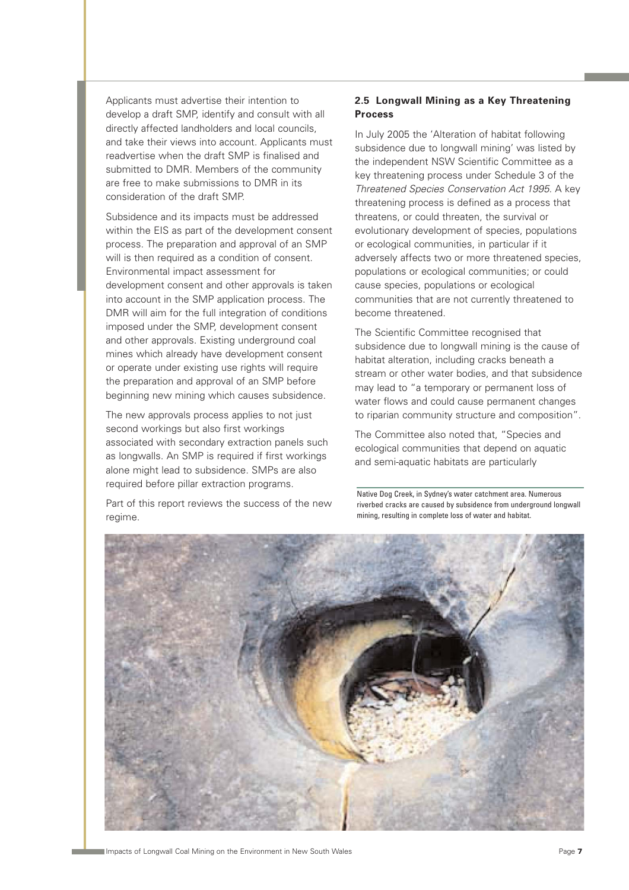Applicants must advertise their intention to develop a draft SMP, identify and consult with all directly affected landholders and local councils, and take their views into account. Applicants must readvertise when the draft SMP is finalised and submitted to DMR. Members of the community are free to make submissions to DMR in its consideration of the draft SMP.

Subsidence and its impacts must be addressed within the EIS as part of the development consent process. The preparation and approval of an SMP will is then required as a condition of consent. Environmental impact assessment for development consent and other approvals is taken into account in the SMP application process. The DMR will aim for the full integration of conditions imposed under the SMP, development consent and other approvals. Existing underground coal mines which already have development consent or operate under existing use rights will require the preparation and approval of an SMP before beginning new mining which causes subsidence.

The new approvals process applies to not just second workings but also first workings associated with secondary extraction panels such as longwalls. An SMP is required if first workings alone might lead to subsidence. SMPs are also required before pillar extraction programs.

Part of this report reviews the success of the new regime.

## 2.5 Longwall Mining as a Key Threatening Process

In July 2005 the 'Alteration of habitat following subsidence due to longwall mining' was listed by the independent NSW Scientific Committee as a key threatening process under Schedule 3 of the *Threatened Species Conservation Act 1995*. A key threatening process is defined as a process that threatens, or could threaten, the survival or evolutionary development of species, populations or ecological communities, in particular if it adversely affects two or more threatened species, populations or ecological communities; or could cause species, populations or ecological communities that are not currently threatened to become threatened.

The Scientific Committee recognised that subsidence due to longwall mining is the cause of habitat alteration, including cracks beneath a stream or other water bodies, and that subsidence may lead to "a temporary or permanent loss of water flows and could cause permanent changes to riparian community structure and composition".

The Committee also noted that, "Species and ecological communities that depend on aquatic and semi-aquatic habitats are particularly

Native Dog Creek, in Sydney's water catchment area. Numerous riverbed cracks are caused by subsidence from underground longwall mining, resulting in complete loss of water and habitat.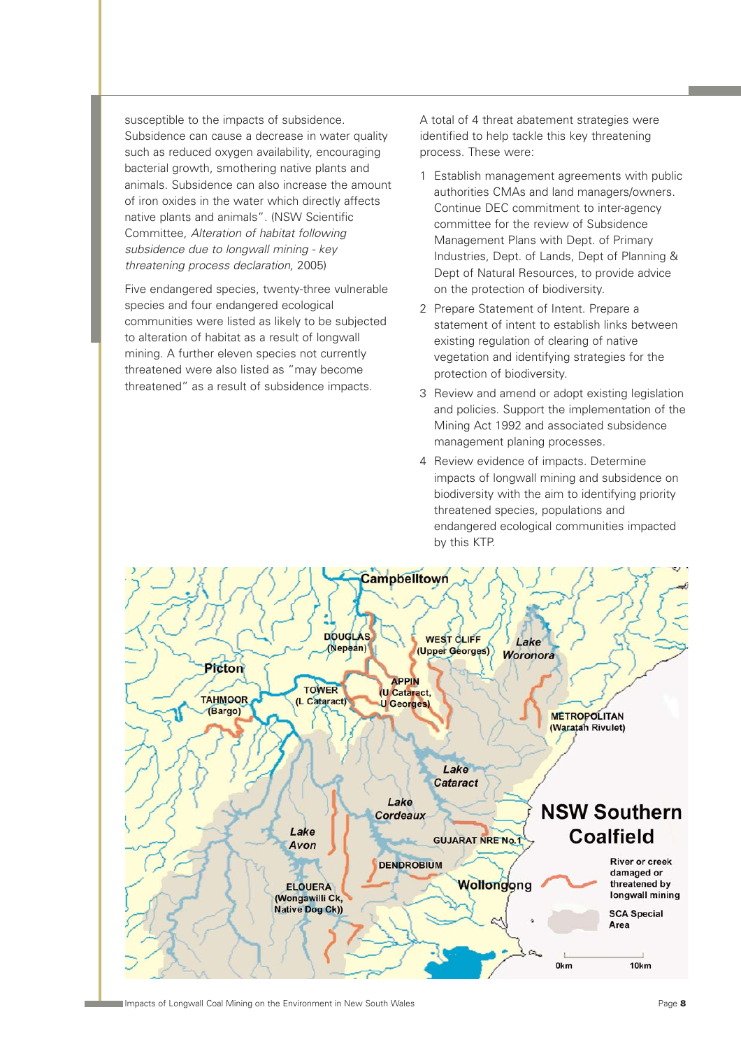susceptible to the impacts of subsidence. Subsidence can cause a decrease in water quality such as reduced oxygen availability, encouraging bacterial growth, smothering native plants and animals. Subsidence can also increase the amount of iron oxides in the water which directly affects native plants and animals". (NSW Scientific Committee, *Alteration of habitat following subsidence due to longwall mining - key threatening process declaration,* 2005)

Five endangered species, twenty-three vulnerable species and four endangered ecological communities were listed as likely to be subjected to alteration of habitat as a result of longwall mining. A further eleven species not currently threatened were also listed as "may become threatened" as a result of subsidence impacts.

A total of 4 threat abatement strategies were identified to help tackle this key threatening process. These were:

1. Establish management agreements with public authorities CMAs and land managers/owners. Continue DEC commitment to inter-agency committee for the review of Subsidence Management Plans with Dept. of Primary Industries, Dept. of Lands, Dept of Planning & Dept of Natural Resources, to provide advice on the protection of biodiversity.
2. Prepare Statement of Intent. Prepare a statement of intent to establish links between existing regulation of clearing of native vegetation and identifying strategies for the protection of biodiversity.
3. Review and amend or adopt existing legislation and policies. Support the implementation of the Mining Act 1992 and associated subsidence management planing processes.
4. Review evidence of impacts. Determine impacts of longwall mining and subsidence on biodiversity with the aim to identifying priority threatened species, populations and endangered ecological communities impacted by this KTP.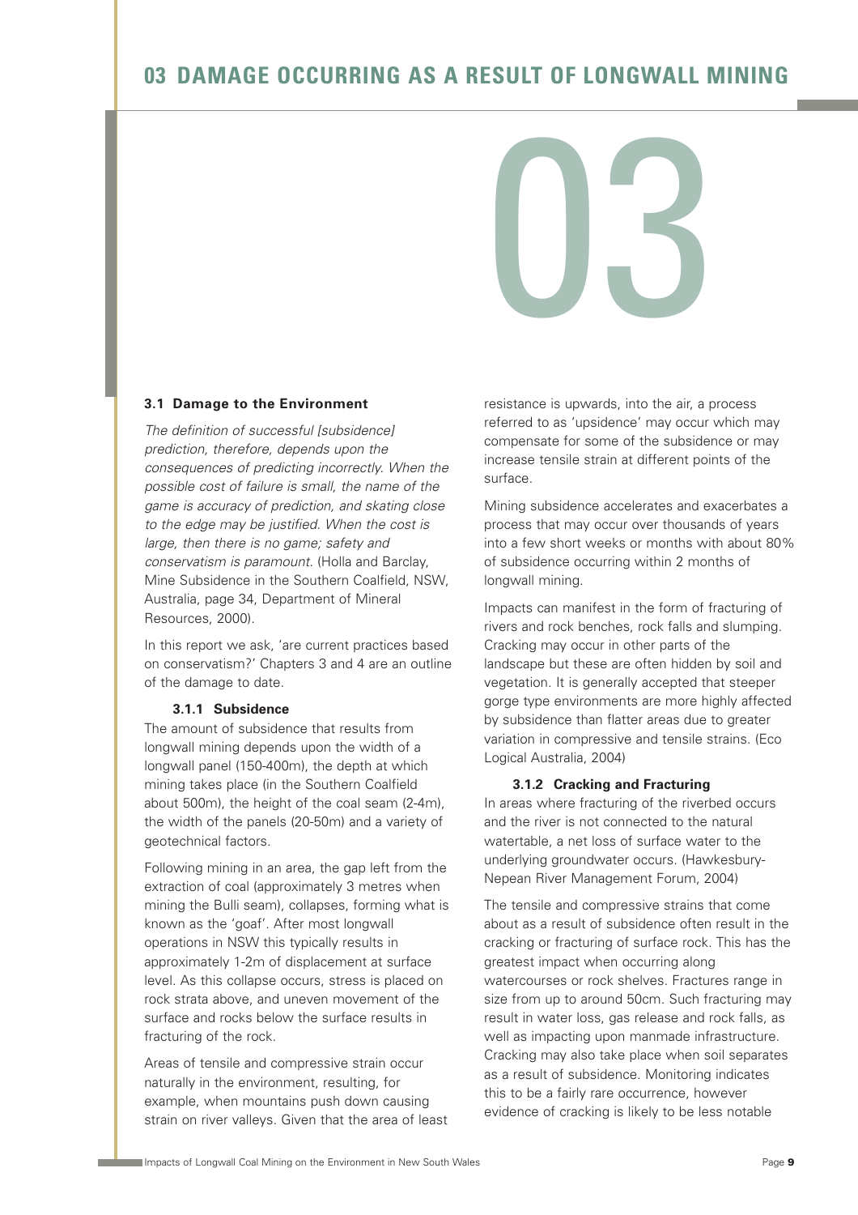# 03 DAMAGE OCCURRING AS A RESULT OF LONGWALL MINING

## 3.1 Damage to the Environment

*The definition of successful [subsidence] prediction, therefore, depends upon the consequences of predicting incorrectly. When the possible cost of failure is small, the name of the game is accuracy of prediction, and skating close to the edge may be justified. When the cost is large, then there is no game; safety and conservatism is paramount.* (Holla and Barclay, Mine Subsidence in the Southern Coalfield, NSW, Australia, page 34, Department of Mineral Resources, 2000).

In this report we ask, 'are current practices based on conservatism?' Chapters 3 and 4 are an outline of the damage to date.

### 3.1.1 Subsidence

The amount of subsidence that results from longwall mining depends upon the width of a longwall panel (150-400m), the depth at which mining takes place (in the Southern Coalfield about 500m), the height of the coal seam (2-4m), the width of the panels (20-50m) and a variety of geotechnical factors.

Following mining in an area, the gap left from the extraction of coal (approximately 3 metres when mining the Bulli seam), collapses, forming what is known as the 'goaf'. After most longwall operations in NSW this typically results in approximately 1-2m of displacement at surface level. As this collapse occurs, stress is placed on rock strata above, and uneven movement of the surface and rocks below the surface results in fracturing of the rock.

Areas of tensile and compressive strain occur naturally in the environment, resulting, for example, when mountains push down causing strain on river valleys. Given that the area of least resistance is upwards, into the air, a process referred to as 'upsidence' may occur which may compensate for some of the subsidence or may increase tensile strain at different points of the surface.

Mining subsidence accelerates and exacerbates a process that may occur over thousands of years into a few short weeks or months with about 80% of subsidence occurring within 2 months of longwall mining.

Impacts can manifest in the form of fracturing of rivers and rock benches, rock falls and slumping. Cracking may occur in other parts of the landscape but these are often hidden by soil and vegetation. It is generally accepted that steeper gorge type environments are more highly affected by subsidence than flatter areas due to greater variation in compressive and tensile strains. (Eco Logical Australia, 2004)

### 3.1.2 Cracking and Fracturing

In areas where fracturing of the riverbed occurs and the river is not connected to the natural watertable, a net loss of surface water to the underlying groundwater occurs. (Hawkesbury-Nepean River Management Forum, 2004)

The tensile and compressive strains that come about as a result of subsidence often result in the cracking or fracturing of surface rock. This has the greatest impact when occurring along watercourses or rock shelves. Fractures range in size from up to around 50cm. Such fracturing may result in water loss, gas release and rock falls, as well as impacting upon manmade infrastructure. Cracking may also take place when soil separates as a result of subsidence. Monitoring indicates this to be a fairly rare occurrence, however evidence of cracking is likely to be less notable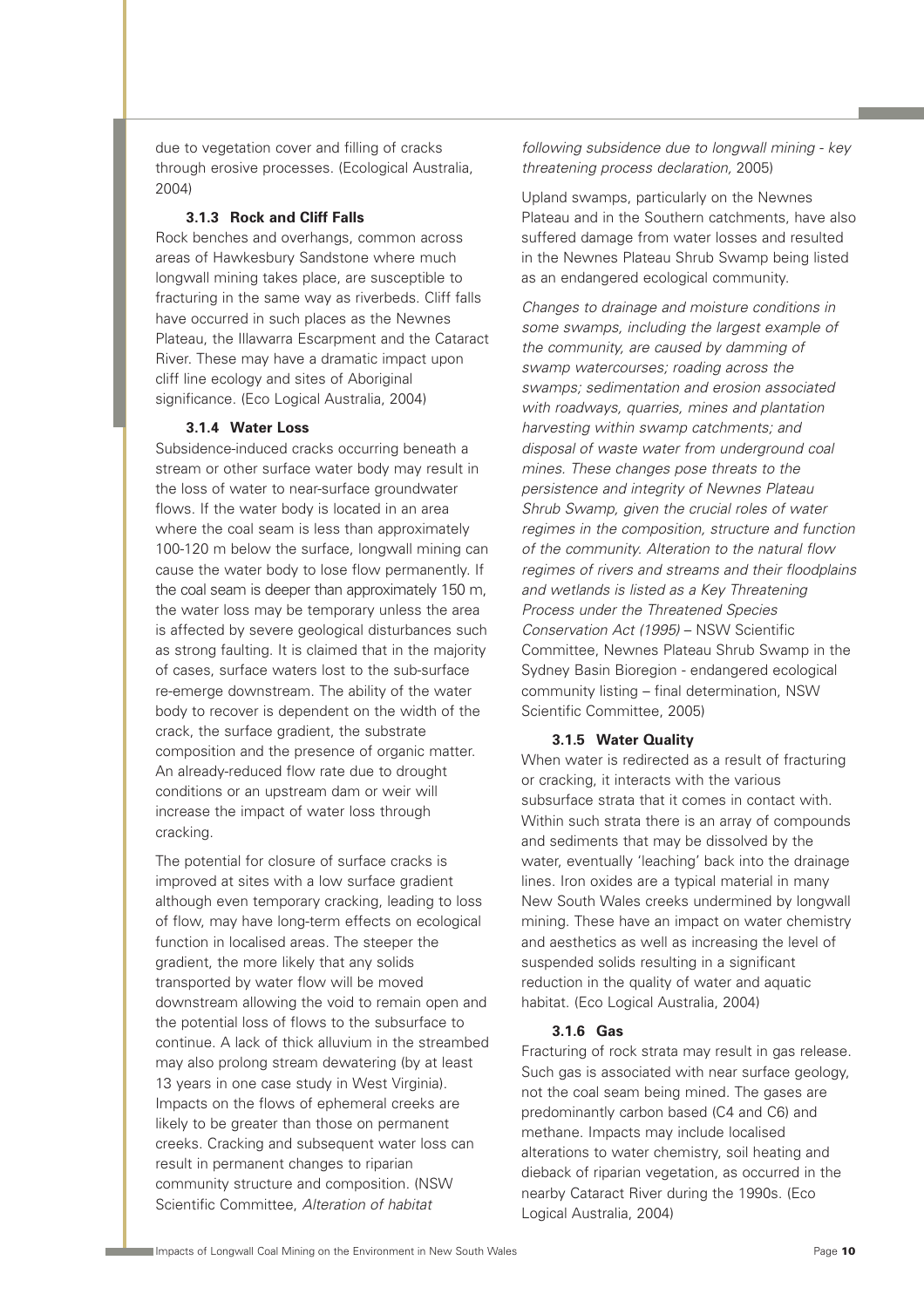due to vegetation cover and filling of cracks through erosive processes. (Ecological Australia, 2004)

### 3.1.3 Rock and Cliff Falls

Rock benches and overhangs, common across areas of Hawkesbury Sandstone where much longwall mining takes place, are susceptible to fracturing in the same way as riverbeds. Cliff falls have occurred in such places as the Newnes Plateau, the Illawarra Escarpment and the Cataract River. These may have a dramatic impact upon cliff line ecology and sites of Aboriginal significance. (Eco Logical Australia, 2004)

### 3.1.4 Water Loss

Subsidence-induced cracks occurring beneath a stream or other surface water body may result in the loss of water to near-surface groundwater flows. If the water body is located in an area where the coal seam is less than approximately 100-120 m below the surface, longwall mining can cause the water body to lose flow permanently. If the coal seam is deeper than approximately 150 m, the water loss may be temporary unless the area is affected by severe geological disturbances such as strong faulting. It is claimed that in the majority of cases, surface waters lost to the sub-surface re-emerge downstream. The ability of the water body to recover is dependent on the width of the crack, the surface gradient, the substrate composition and the presence of organic matter. An already-reduced flow rate due to drought conditions or an upstream dam or weir will increase the impact of water loss through cracking.

The potential for closure of surface cracks is improved at sites with a low surface gradient although even temporary cracking, leading to loss of flow, may have long-term effects on ecological function in localised areas. The steeper the gradient, the more likely that any solids transported by water flow will be moved downstream allowing the void to remain open and the potential loss of flows to the subsurface to continue. A lack of thick alluvium in the streambed may also prolong stream dewatering (by at least 13 years in one case study in West Virginia). Impacts on the flows of ephemeral creeks are likely to be greater than those on permanent creeks. Cracking and subsequent water loss can result in permanent changes to riparian community structure and composition. (NSW Scientific Committee, *Alteration of habitat following subsidence due to longwall mining - key threatening process declaration,* 2005)

Upland swamps, particularly on the Newnes Plateau and in the Southern catchments, have also suffered damage from water losses and resulted in the Newnes Plateau Shrub Swamp being listed as an endangered ecological community.

*Changes to drainage and moisture conditions in some swamps, including the largest example of the community, are caused by damming of swamp watercourses; roading across the swamps; sedimentation and erosion associated with roadways, quarries, mines and plantation harvesting within swamp catchments; and disposal of waste water from underground coal mines. These changes pose threats to the persistence and integrity of Newnes Plateau Shrub Swamp, given the crucial roles of water regimes in the composition, structure and function of the community. Alteration to the natural flow regimes of rivers and streams and their floodplains and wetlands is listed as a Key Threatening Process under the Threatened Species Conservation Act (1995)* – NSW Scientific Committee, Newnes Plateau Shrub Swamp in the Sydney Basin Bioregion - endangered ecological community listing – final determination, NSW Scientific Committee, 2005)

### 3.1.5 Water Quality

When water is redirected as a result of fracturing or cracking, it interacts with the various subsurface strata that it comes in contact with. Within such strata there is an array of compounds and sediments that may be dissolved by the water, eventually 'leaching' back into the drainage lines. Iron oxides are a typical material in many New South Wales creeks undermined by longwall mining. These have an impact on water chemistry and aesthetics as well as increasing the level of suspended solids resulting in a significant reduction in the quality of water and aquatic habitat. (Eco Logical Australia, 2004)

### 3.1.6 Gas

Fracturing of rock strata may result in gas release. Such gas is associated with near surface geology, not the coal seam being mined. The gases are predominantly carbon based (C4 and C6) and methane. Impacts may include localised alterations to water chemistry, soil heating and dieback of riparian vegetation, as occurred in the nearby Cataract River during the 1990s. (Eco Logical Australia, 2004)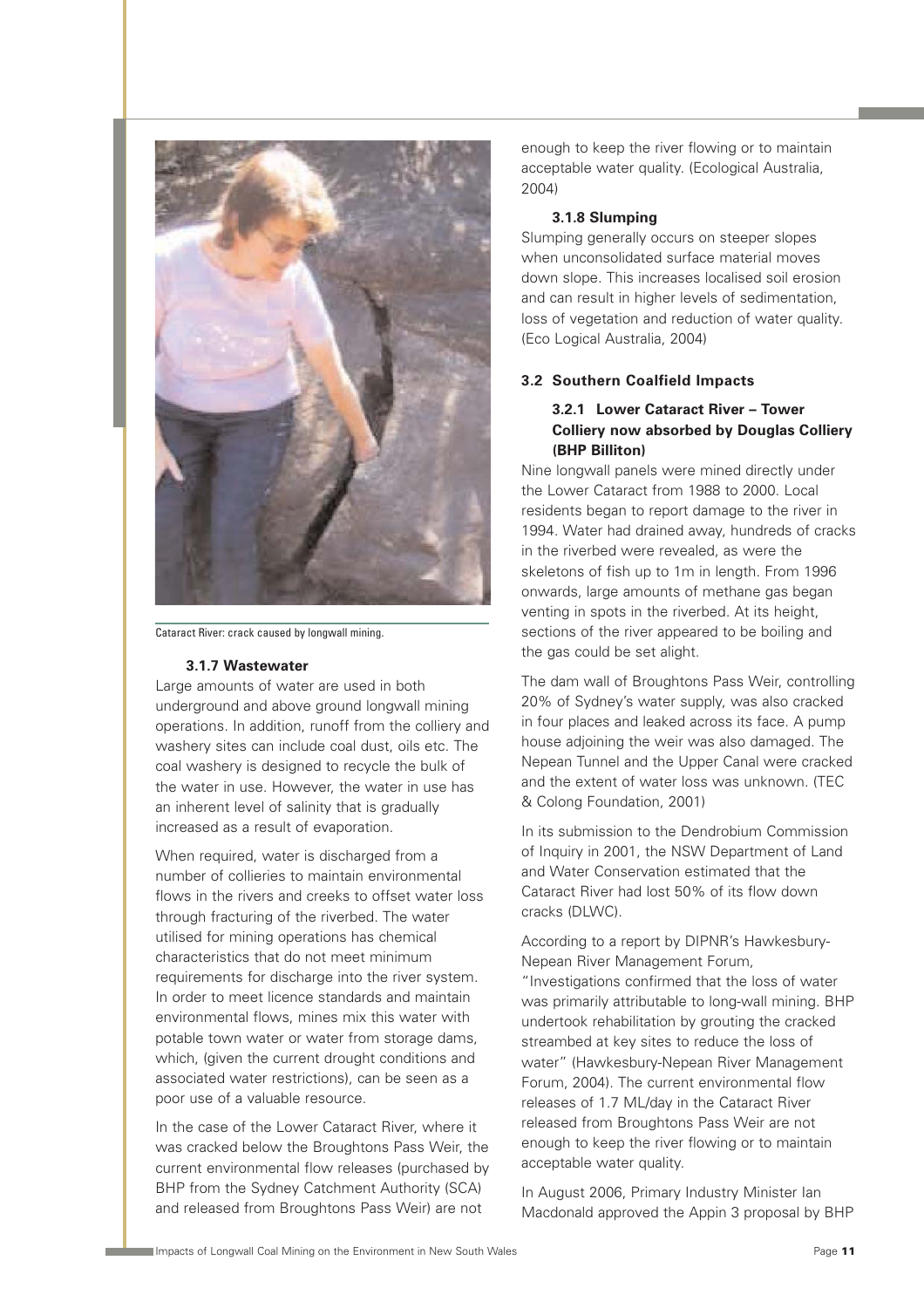Cataract River: crack caused by longwall mining.

### 3.1.7 Wastewater

Large amounts of water are used in both underground and above ground longwall mining operations. In addition, runoff from the colliery and washery sites can include coal dust, oils etc. The coal washery is designed to recycle the bulk of the water in use. However, the water in use has an inherent level of salinity that is gradually increased as a result of evaporation.

When required, water is discharged from a number of collieries to maintain environmental flows in the rivers and creeks to offset water loss through fracturing of the riverbed. The water utilised for mining operations has chemical characteristics that do not meet minimum requirements for discharge into the river system. In order to meet licence standards and maintain environmental flows, mines mix this water with potable town water or water from storage dams, which, (given the current drought conditions and associated water restrictions), can be seen as a poor use of a valuable resource.

In the case of the Lower Cataract River, where it was cracked below the Broughtons Pass Weir, the current environmental flow releases (purchased by BHP from the Sydney Catchment Authority (SCA) and released from Broughtons Pass Weir) are not enough to keep the river flowing or to maintain acceptable water quality. (Ecological Australia, 2004)

### 3.1.8 Slumping

Slumping generally occurs on steeper slopes when unconsolidated surface material moves down slope. This increases localised soil erosion and can result in higher levels of sedimentation, loss of vegetation and reduction of water quality. (Eco Logical Australia, 2004)

## 3.2 Southern Coalfield Impacts

### 3.2.1 Lower Cataract River – Tower Colliery now absorbed by Douglas Colliery (BHP Billiton)

Nine longwall panels were mined directly under the Lower Cataract from 1988 to 2000. Local residents began to report damage to the river in 1994. Water had drained away, hundreds of cracks in the riverbed were revealed, as were the skeletons of fish up to 1m in length. From 1996 onwards, large amounts of methane gas began venting in spots in the riverbed. At its height, sections of the river appeared to be boiling and the gas could be set alight.

The dam wall of Broughtons Pass Weir, controlling 20% of Sydney's water supply, was also cracked in four places and leaked across its face. A pump house adjoining the weir was also damaged. The Nepean Tunnel and the Upper Canal were cracked and the extent of water loss was unknown. (TEC & Colong Foundation, 2001)

In its submission to the Dendrobium Commission of Inquiry in 2001, the NSW Department of Land and Water Conservation estimated that the Cataract River had lost 50% of its flow down cracks (DLWC).

According to a report by DIPNR's Hawkesbury-Nepean River Management Forum, "Investigations confirmed that the loss of water was primarily attributable to long-wall mining. BHP undertook rehabilitation by grouting the cracked streambed at key sites to reduce the loss of water" (Hawkesbury-Nepean River Management Forum, 2004). The current environmental flow releases of 1.7 ML/day in the Cataract River released from Broughtons Pass Weir are not enough to keep the river flowing or to maintain acceptable water quality.

In August 2006, Primary Industry Minister Ian Macdonald approved the Appin 3 proposal by BHP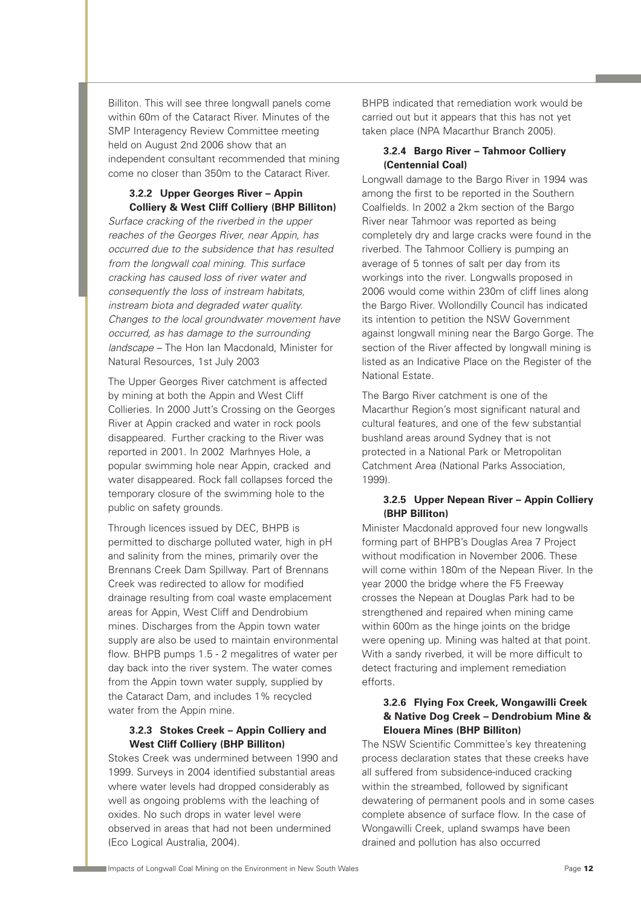Billiton. This will see three longwall panels come within 60m of the Cataract River. Minutes of the SMP Interagency Review Committee meeting held on August 2nd 2006 show that an independent consultant recommended that mining come no closer than 350m to the Cataract River.

### 3.2.2 Upper Georges River – Appin Colliery & West Cliff Colliery (BHP Billiton)

*Surface cracking of the riverbed in the upper reaches of the Georges River, near Appin, has occurred due to the subsidence that has resulted from the longwall coal mining. This surface cracking has caused loss of river water and consequently the loss of instream habitats, instream biota and degraded water quality. Changes to the local groundwater movement have occurred, as has damage to the surrounding landscape* – The Hon Ian Macdonald, Minister for Natural Resources, 1st July 2003

The Upper Georges River catchment is affected by mining at both the Appin and West Cliff Collieries. In 2000 Jutt's Crossing on the Georges River at Appin cracked and water in rock pools disappeared. Further cracking to the River was reported in 2001. In 2002 Marhnyes Hole, a popular swimming hole near Appin, cracked and water disappeared. Rock fall collapses forced the temporary closure of the swimming hole to the public on safety grounds.

Through licences issued by DEC, BHPB is permitted to discharge polluted water, high in pH and salinity from the mines, primarily over the Brennans Creek Dam Spillway. Part of Brennans Creek was redirected to allow for modified drainage resulting from coal waste emplacement areas for Appin, West Cliff and Dendrobium mines. Discharges from the Appin town water supply are also be used to maintain environmental flow. BHPB pumps 1.5 - 2 megalitres of water per day back into the river system. The water comes from the Appin town water supply, supplied by the Cataract Dam, and includes 1% recycled water from the Appin mine.

### 3.2.3 Stokes Creek – Appin Colliery and West Cliff Colliery (BHP Billiton)

Stokes Creek was undermined between 1990 and 1999. Surveys in 2004 identified substantial areas where water levels had dropped considerably as well as ongoing problems with the leaching of oxides. No such drops in water level were observed in areas that had not been undermined (Eco Logical Australia, 2004).

BHPB indicated that remediation work would be carried out but it appears that this has not yet taken place (NPA Macarthur Branch 2005).

### 3.2.4 Bargo River – Tahmoor Colliery (Centennial Coal)

Longwall damage to the Bargo River in 1994 was among the first to be reported in the Southern Coalfields. In 2002 a 2km section of the Bargo River near Tahmoor was reported as being completely dry and large cracks were found in the riverbed. The Tahmoor Colliery is pumping an average of 5 tonnes of salt per day from its workings into the river. Longwalls proposed in 2006 would come within 230m of cliff lines along the Bargo River. Wollondilly Council has indicated its intention to petition the NSW Government against longwall mining near the Bargo Gorge. The section of the River affected by longwall mining is listed as an Indicative Place on the Register of the National Estate.

The Bargo River catchment is one of the Macarthur Region's most significant natural and cultural features, and one of the few substantial bushland areas around Sydney that is not protected in a National Park or Metropolitan Catchment Area (National Parks Association, 1999).

### 3.2.5 Upper Nepean River – Appin Colliery (BHP Billiton)

Minister Macdonald approved four new longwalls forming part of BHPB's Douglas Area 7 Project without modification in November 2006. These will come within 180m of the Nepean River. In the year 2000 the bridge where the F5 Freeway crosses the Nepean at Douglas Park had to be strengthened and repaired when mining came within 600m as the hinge joints on the bridge were opening up. Mining was halted at that point. With a sandy riverbed, it will be more difficult to detect fracturing and implement remediation efforts.

### 3.2.6 Flying Fox Creek, Wongawilli Creek & Native Dog Creek – Dendrobium Mine & Elouera Mines (BHP Billiton)

The NSW Scientific Committee's key threatening process declaration states that these creeks have all suffered from subsidence-induced cracking within the streambed, followed by significant dewatering of permanent pools and in some cases complete absence of surface flow. In the case of Wongawilli Creek, upland swamps have been drained and pollution has also occurred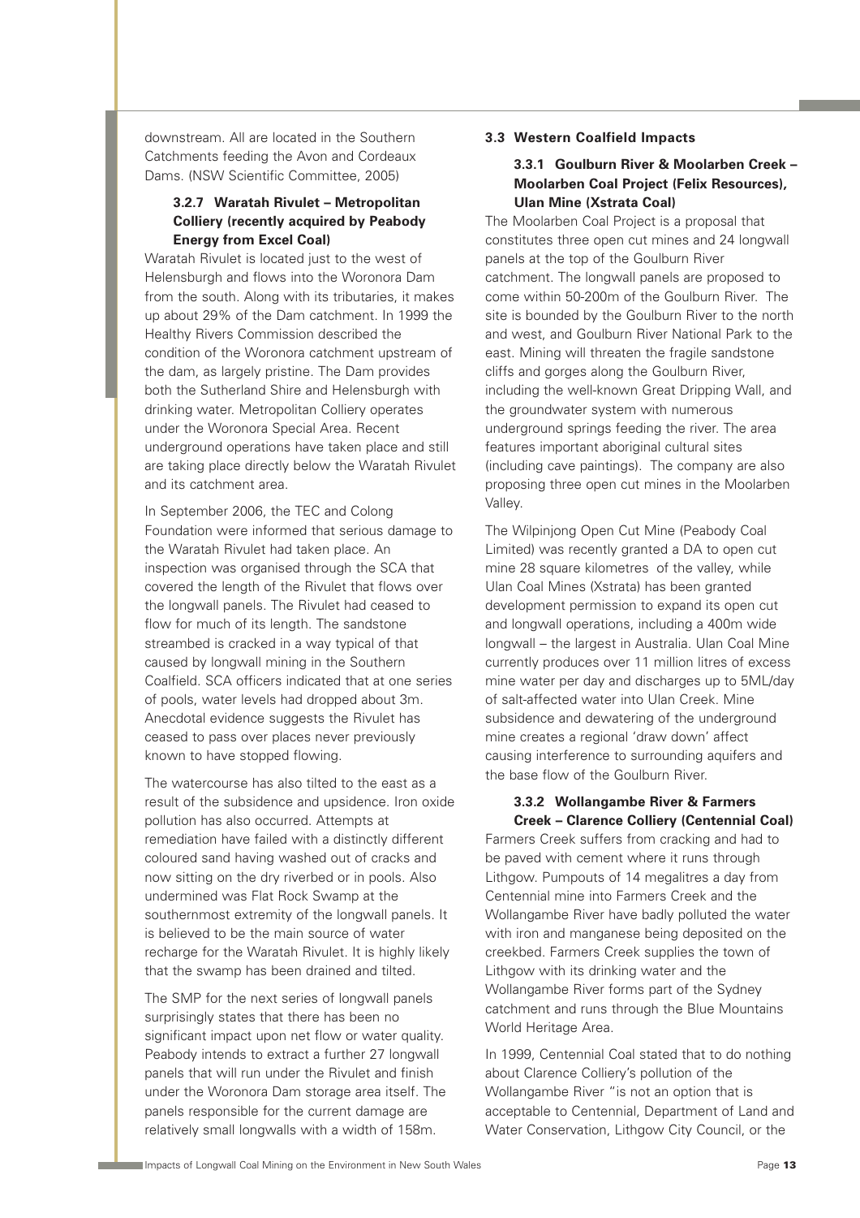downstream. All are located in the Southern Catchments feeding the Avon and Cordeaux Dams. (NSW Scientific Committee, 2005)

#### 3.2.7 Waratah Rivulet – Metropolitan Colliery (recently acquired by Peabody Energy from Excel Coal)

Waratah Rivulet is located just to the west of Helensburgh and flows into the Woronora Dam from the south. Along with its tributaries, it makes up about 29% of the Dam catchment. In 1999 the Healthy Rivers Commission described the condition of the Woronora catchment upstream of the dam, as largely pristine. The Dam provides both the Sutherland Shire and Helensburgh with drinking water. Metropolitan Colliery operates under the Woronora Special Area. Recent underground operations have taken place and still are taking place directly below the Waratah Rivulet and its catchment area.

In September 2006, the TEC and Colong Foundation were informed that serious damage to the Waratah Rivulet had taken place. An inspection was organised through the SCA that covered the length of the Rivulet that flows over the longwall panels. The Rivulet had ceased to flow for much of its length. The sandstone streambed is cracked in a way typical of that caused by longwall mining in the Southern Coalfield. SCA officers indicated that at one series of pools, water levels had dropped about 3m. Anecdotal evidence suggests the Rivulet has ceased to pass over places never previously known to have stopped flowing.

The watercourse has also tilted to the east as a result of the subsidence and upsidence. Iron oxide pollution has also occurred. Attempts at remediation have failed with a distinctly different coloured sand having washed out of cracks and now sitting on the dry riverbed or in pools. Also undermined was Flat Rock Swamp at the southernmost extremity of the longwall panels. It is believed to be the main source of water recharge for the Waratah Rivulet. It is highly likely that the swamp has been drained and tilted.

The SMP for the next series of longwall panels surprisingly states that there has been no significant impact upon net flow or water quality. Peabody intends to extract a further 27 longwall panels that will run under the Rivulet and finish under the Woronora Dam storage area itself. The panels responsible for the current damage are relatively small longwalls with a width of 158m.

### 3.3 Western Coalfield Impacts

#### 3.3.1 Goulburn River & Moolarben Creek – Moolarben Coal Project (Felix Resources), Ulan Mine (Xstrata Coal)

The Moolarben Coal Project is a proposal that constitutes three open cut mines and 24 longwall panels at the top of the Goulburn River catchment. The longwall panels are proposed to come within 50-200m of the Goulburn River. The site is bounded by the Goulburn River to the north and west, and Goulburn River National Park to the east. Mining will threaten the fragile sandstone cliffs and gorges along the Goulburn River, including the well-known Great Dripping Wall, and the groundwater system with numerous underground springs feeding the river. The area features important aboriginal cultural sites (including cave paintings). The company are also proposing three open cut mines in the Moolarben Valley.

The Wilpinjong Open Cut Mine (Peabody Coal Limited) was recently granted a DA to open cut mine 28 square kilometres of the valley, while Ulan Coal Mines (Xstrata) has been granted development permission to expand its open cut and longwall operations, including a 400m wide longwall – the largest in Australia. Ulan Coal Mine currently produces over 11 million litres of excess mine water per day and discharges up to 5ML/day of salt-affected water into Ulan Creek. Mine subsidence and dewatering of the underground mine creates a regional 'draw down' affect causing interference to surrounding aquifers and the base flow of the Goulburn River.

#### 3.3.2 Wollangambe River & Farmers Creek – Clarence Colliery (Centennial Coal)

Farmers Creek suffers from cracking and had to be paved with cement where it runs through Lithgow. Pumpouts of 14 megalitres a day from Centennial mine into Farmers Creek and the Wollangambe River have badly polluted the water with iron and manganese being deposited on the creekbed. Farmers Creek supplies the town of Lithgow with its drinking water and the Wollangambe River forms part of the Sydney catchment and runs through the Blue Mountains World Heritage Area.

In 1999, Centennial Coal stated that to do nothing about Clarence Colliery's pollution of the Wollangambe River "is not an option that is acceptable to Centennial, Department of Land and Water Conservation, Lithgow City Council, or the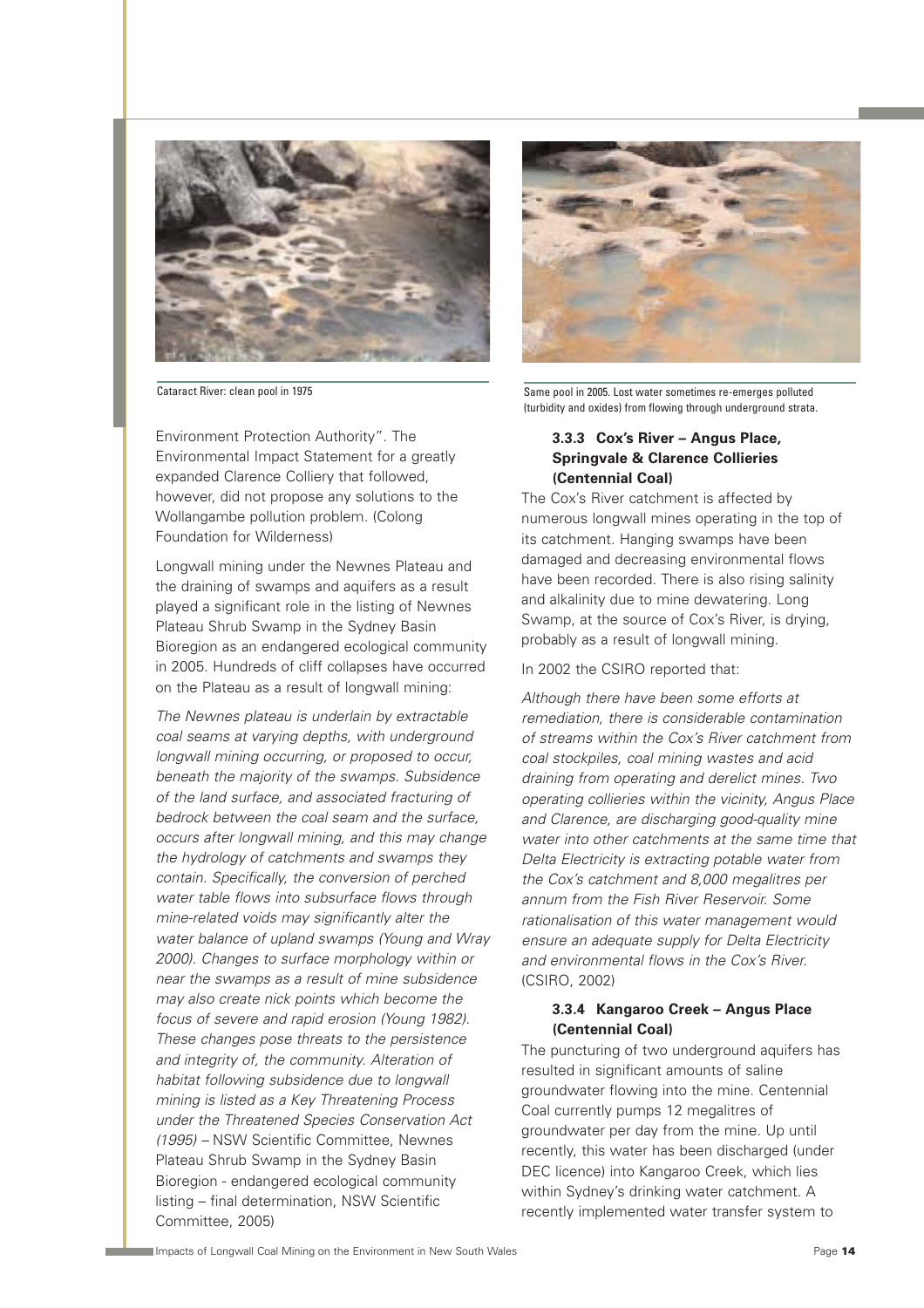Cataract River: clean pool in 1975

Same pool in 2005. Lost water sometimes re-emerges polluted (turbidity and oxides) from flowing through underground strata.

Environment Protection Authority". The Environmental Impact Statement for a greatly expanded Clarence Colliery that followed, however, did not propose any solutions to the Wollangambe pollution problem. (Colong Foundation for Wilderness)

Longwall mining under the Newnes Plateau and the draining of swamps and aquifers as a result played a significant role in the listing of Newnes Plateau Shrub Swamp in the Sydney Basin Bioregion as an endangered ecological community in 2005. Hundreds of cliff collapses have occurred on the Plateau as a result of longwall mining:

*The Newnes plateau is underlain by extractable coal seams at varying depths, with underground longwall mining occurring, or proposed to occur, beneath the majority of the swamps. Subsidence of the land surface, and associated fracturing of bedrock between the coal seam and the surface, occurs after longwall mining, and this may change the hydrology of catchments and swamps they contain. Specifically, the conversion of perched water table flows into subsurface flows through mine-related voids may significantly alter the water balance of upland swamps (Young and Wray 2000). Changes to surface morphology within or near the swamps as a result of mine subsidence may also create nick points which become the focus of severe and rapid erosion (Young 1982). These changes pose threats to the persistence and integrity of, the community. Alteration of habitat following subsidence due to longwall mining is listed as a Key Threatening Process under the Threatened Species Conservation Act (1995)* – NSW Scientific Committee, Newnes Plateau Shrub Swamp in the Sydney Basin Bioregion - endangered ecological community listing – final determination, NSW Scientific Committee, 2005)

### 3.3.3 Cox's River – Angus Place, Springvale & Clarence Collieries (Centennial Coal)

The Cox's River catchment is affected by numerous longwall mines operating in the top of its catchment. Hanging swamps have been damaged and decreasing environmental flows have been recorded. There is also rising salinity and alkalinity due to mine dewatering. Long Swamp, at the source of Cox's River, is drying, probably as a result of longwall mining.

In 2002 the CSIRO reported that:

*Although there have been some efforts at remediation, there is considerable contamination of streams within the Cox's River catchment from coal stockpiles, coal mining wastes and acid draining from operating and derelict mines. Two operating collieries within the vicinity, Angus Place and Clarence, are discharging good-quality mine water into other catchments at the same time that Delta Electricity is extracting potable water from the Cox's catchment and 8,000 megalitres per annum from the Fish River Reservoir. Some rationalisation of this water management would ensure an adequate supply for Delta Electricity and environmental flows in the Cox's River.* (CSIRO, 2002)

### 3.3.4 Kangaroo Creek – Angus Place (Centennial Coal)

The puncturing of two underground aquifers has resulted in significant amounts of saline groundwater flowing into the mine. Centennial Coal currently pumps 12 megalitres of groundwater per day from the mine. Up until recently, this water has been discharged (under DEC licence) into Kangaroo Creek, which lies within Sydney's drinking water catchment. A recently implemented water transfer system to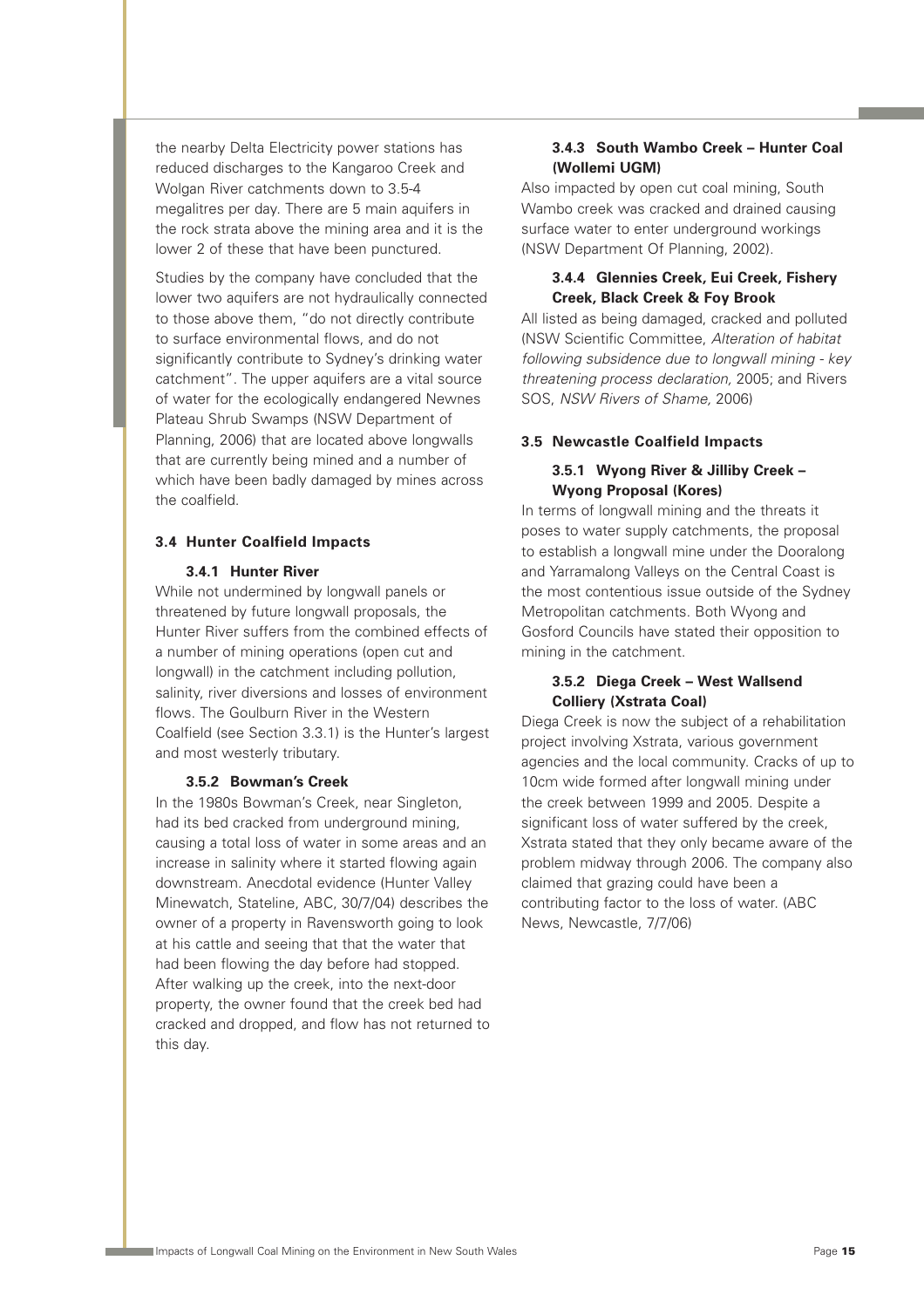the nearby Delta Electricity power stations has reduced discharges to the Kangaroo Creek and Wolgan River catchments down to 3.5-4 megalitres per day. There are 5 main aquifers in the rock strata above the mining area and it is the lower 2 of these that have been punctured.

Studies by the company have concluded that the lower two aquifers are not hydraulically connected to those above them, "do not directly contribute to surface environmental flows, and do not significantly contribute to Sydney's drinking water catchment". The upper aquifers are a vital source of water for the ecologically endangered Newnes Plateau Shrub Swamps (NSW Department of Planning, 2006) that are located above longwalls that are currently being mined and a number of which have been badly damaged by mines across the coalfield.

## 3.4 Hunter Coalfield Impacts

### 3.4.1 Hunter River

While not undermined by longwall panels or threatened by future longwall proposals, the Hunter River suffers from the combined effects of a number of mining operations (open cut and longwall) in the catchment including pollution, salinity, river diversions and losses of environment flows. The Goulburn River in the Western Coalfield (see Section 3.3.1) is the Hunter's largest and most westerly tributary.

### 3.5.2 Bowman's Creek

In the 1980s Bowman's Creek, near Singleton, had its bed cracked from underground mining, causing a total loss of water in some areas and an increase in salinity where it started flowing again downstream. Anecdotal evidence (Hunter Valley Minewatch, Stateline, ABC, 30/7/04) describes the owner of a property in Ravensworth going to look at his cattle and seeing that that the water that had been flowing the day before had stopped. After walking up the creek, into the next-door property, the owner found that the creek bed had cracked and dropped, and flow has not returned to this day.

### 3.4.3 South Wambo Creek – Hunter Coal (Wollemi UGM)

Also impacted by open cut coal mining, South Wambo creek was cracked and drained causing surface water to enter underground workings (NSW Department Of Planning, 2002).

### 3.4.4 Glennies Creek, Eui Creek, Fishery Creek, Black Creek & Foy Brook

All listed as being damaged, cracked and polluted (NSW Scientific Committee, *Alteration of habitat following subsidence due to longwall mining - key threatening process declaration,* 2005; and Rivers SOS, *NSW Rivers of Shame,* 2006)

## 3.5 Newcastle Coalfield Impacts

### 3.5.1 Wyong River & Jilliby Creek – Wyong Proposal (Kores)

In terms of longwall mining and the threats it poses to water supply catchments, the proposal to establish a longwall mine under the Dooralong and Yarramalong Valleys on the Central Coast is the most contentious issue outside of the Sydney Metropolitan catchments. Both Wyong and Gosford Councils have stated their opposition to mining in the catchment.

### 3.5.2 Diega Creek – West Wallsend Colliery (Xstrata Coal)

Diega Creek is now the subject of a rehabilitation project involving Xstrata, various government agencies and the local community. Cracks of up to 10cm wide formed after longwall mining under the creek between 1999 and 2005. Despite a significant loss of water suffered by the creek, Xstrata stated that they only became aware of the problem midway through 2006. The company also claimed that grazing could have been a contributing factor to the loss of water. (ABC News, Newcastle, 7/7/06)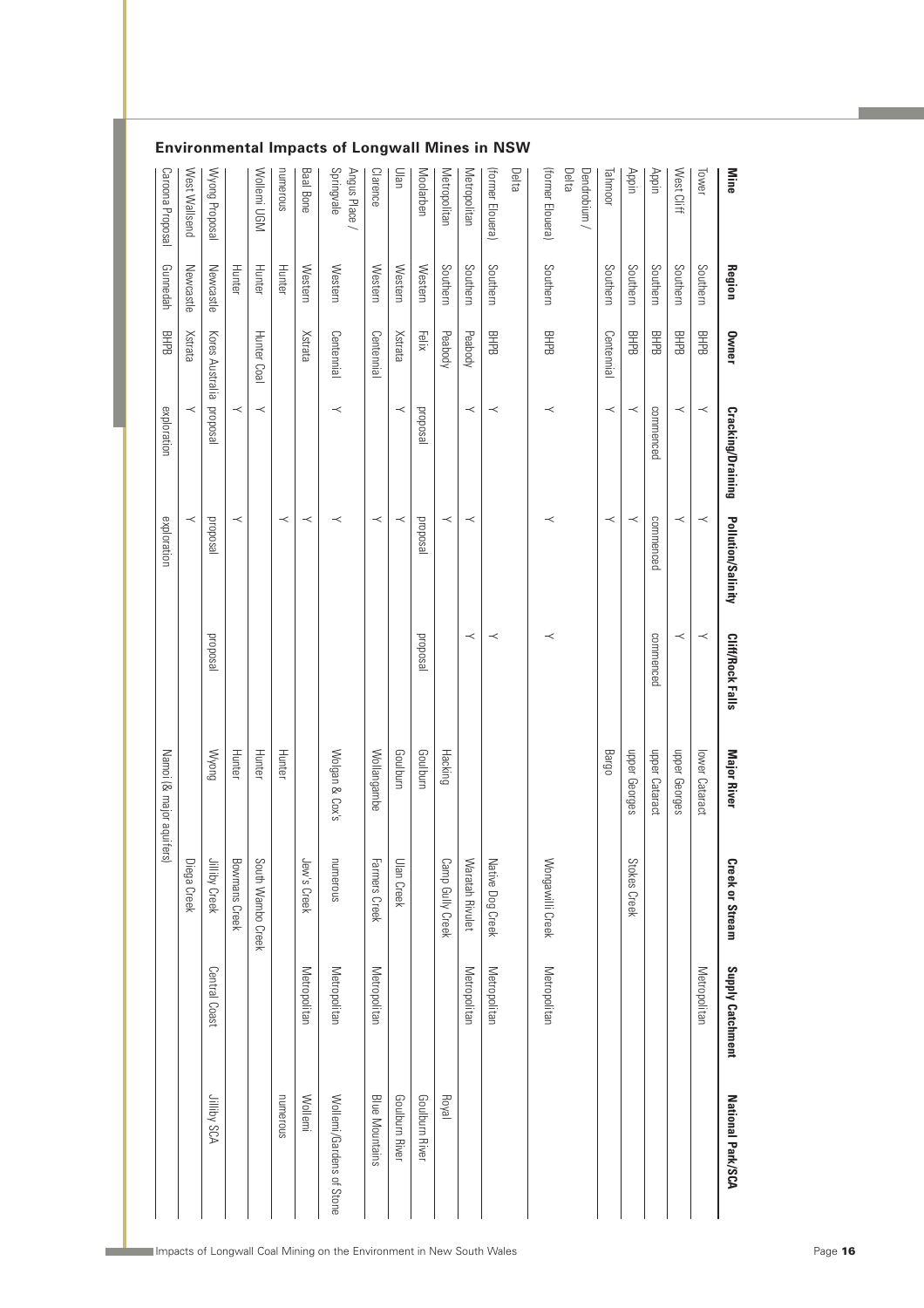## Environmental Impacts of Longwall Mines in NSW

| Mine | Region | Owner | Cracking/Draining | Pollution/Salinity | Cliff/Rock Falls | Major River | Creek or Stream | Supply Catchment | National Park/SCA |
|---|---|---|---|---|---|---|---|---|---|
| Tower | Southern | BHPB | Y | Y | Y | lower Cataract | | Metropolitan | |
| West Cliff | Southern | BHPB | Y | Y | Y | upper Georges | | | |
| Appin | Southern | BHPB | commenced | commenced | commenced | upper Cataract | | | |
| Appin | Southern | BHPB | Y | Y | | upper Georges | Stokes Creek | | |
| Tahmoor | Southern | Centennial | Y | Y | | Bargo | | | |
| Dendrobium / Delta (former Elouera) | Southern | BHPB | Y | Y | Y | | Wongawilli Creek | Metropolitan | |
| Delta (former Elouera) | Southern | BHPB | Y | | Y | | Native Dog Creek | Metropolitan | |
| Metropolitan | Southern | Peabody | Y | Y | Y | | Waratah Rivulet | Metropolitan | |
| Metropolitan | Southern | Peabody | | Y | | Hacking | Camp Gully Creek | | Royal |
| Moolarben | Western | Felix | proposal | proposal | proposal | Goulburn | | | Goulburn River |
| Ulan | Western | Xstrata | Y | Y | | Goulburn | Ulan Creek | | Goulburn River |
| Clarence | Western | Centennial | | Y | | Wollangambe | Farmers Creek | Metropolitan | Blue Mountains |
| Angus Place / Springvale | Western | Centennial | Y | Y | | Wolgan & Cox's | numerous | Metropolitan | Wollemi/Gardens of Stone |
| Baal Bone | Western | Xstrata | | Y | | | Jew's Creek | Metropolitan | Wollemi |
| numerous | Hunter | | | Y | | Hunter | | | numerous |
| Wollemi UGM | Hunter | Hunter Coal | Y | | | Hunter | South Wambo Creek | | |
| | Hunter | | Y | Y | | Hunter | Bowmans Creek | | |
| Wyong Proposal | Newcastle | Kores Australia | proposal | proposal | proposal | Wyong | Jilliby Creek | Central Coast | Jilliby SCA |
| West Wallsend | Newcastle | Xstrata | Y | Y | | | Diega Creek | | |
| Caroona Proposal | Gunnedah | BHPB | exploration | exploration | | Namoi (& major aquifers) | | | |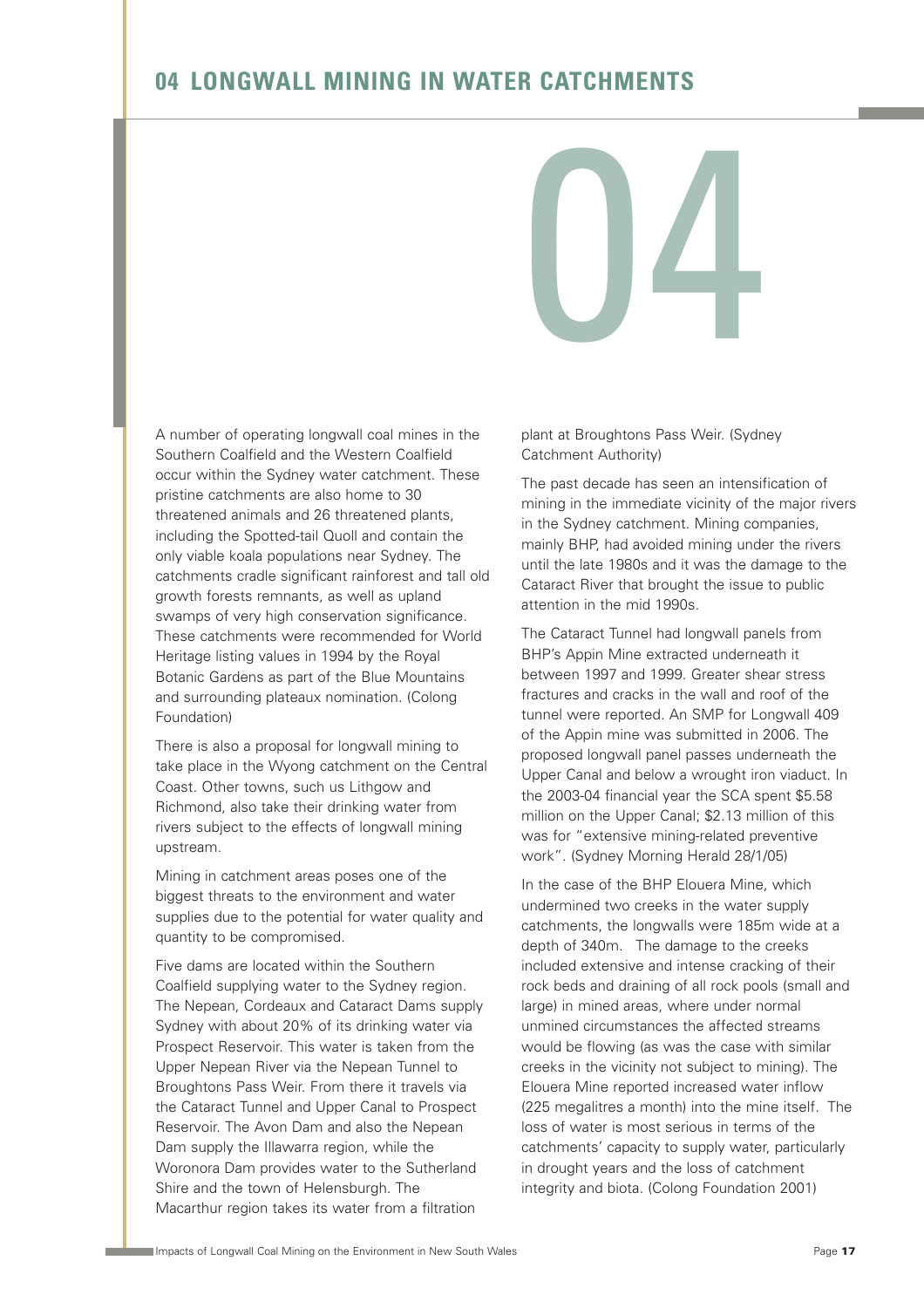# 04 LONGWALL MINING IN WATER CATCHMENTS

A number of operating longwall coal mines in the Southern Coalfield and the Western Coalfield occur within the Sydney water catchment. These pristine catchments are also home to 30 threatened animals and 26 threatened plants, including the Spotted-tail Quoll and contain the only viable koala populations near Sydney. The catchments cradle significant rainforest and tall old growth forests remnants, as well as upland swamps of very high conservation significance. These catchments were recommended for World Heritage listing values in 1994 by the Royal Botanic Gardens as part of the Blue Mountains and surrounding plateaux nomination. (Colong Foundation)

There is also a proposal for longwall mining to take place in the Wyong catchment on the Central Coast. Other towns, such us Lithgow and Richmond, also take their drinking water from rivers subject to the effects of longwall mining upstream.

Mining in catchment areas poses one of the biggest threats to the environment and water supplies due to the potential for water quality and quantity to be compromised.

Five dams are located within the Southern Coalfield supplying water to the Sydney region. The Nepean, Cordeaux and Cataract Dams supply Sydney with about 20% of its drinking water via Prospect Reservoir. This water is taken from the Upper Nepean River via the Nepean Tunnel to Broughtons Pass Weir. From there it travels via the Cataract Tunnel and Upper Canal to Prospect Reservoir. The Avon Dam and also the Nepean Dam supply the Illawarra region, while the Woronora Dam provides water to the Sutherland Shire and the town of Helensburgh. The Macarthur region takes its water from a filtration plant at Broughtons Pass Weir. (Sydney Catchment Authority)

The past decade has seen an intensification of mining in the immediate vicinity of the major rivers in the Sydney catchment. Mining companies, mainly BHP, had avoided mining under the rivers until the late 1980s and it was the damage to the Cataract River that brought the issue to public attention in the mid 1990s.

The Cataract Tunnel had longwall panels from BHP's Appin Mine extracted underneath it between 1997 and 1999. Greater shear stress fractures and cracks in the wall and roof of the tunnel were reported. An SMP for Longwall 409 of the Appin mine was submitted in 2006. The proposed longwall panel passes underneath the Upper Canal and below a wrought iron viaduct. In the 2003-04 financial year the SCA spent $5.58 million on the Upper Canal; $2.13 million of this was for "extensive mining-related preventive work". (Sydney Morning Herald 28/1/05)

In the case of the BHP Elouera Mine, which undermined two creeks in the water supply catchments, the longwalls were 185m wide at a depth of 340m. The damage to the creeks included extensive and intense cracking of their rock beds and draining of all rock pools (small and large) in mined areas, where under normal unmined circumstances the affected streams would be flowing (as was the case with similar creeks in the vicinity not subject to mining). The Elouera Mine reported increased water inflow (225 megalitres a month) into the mine itself. The loss of water is most serious in terms of the catchments' capacity to supply water, particularly in drought years and the loss of catchment integrity and biota. (Colong Foundation 2001)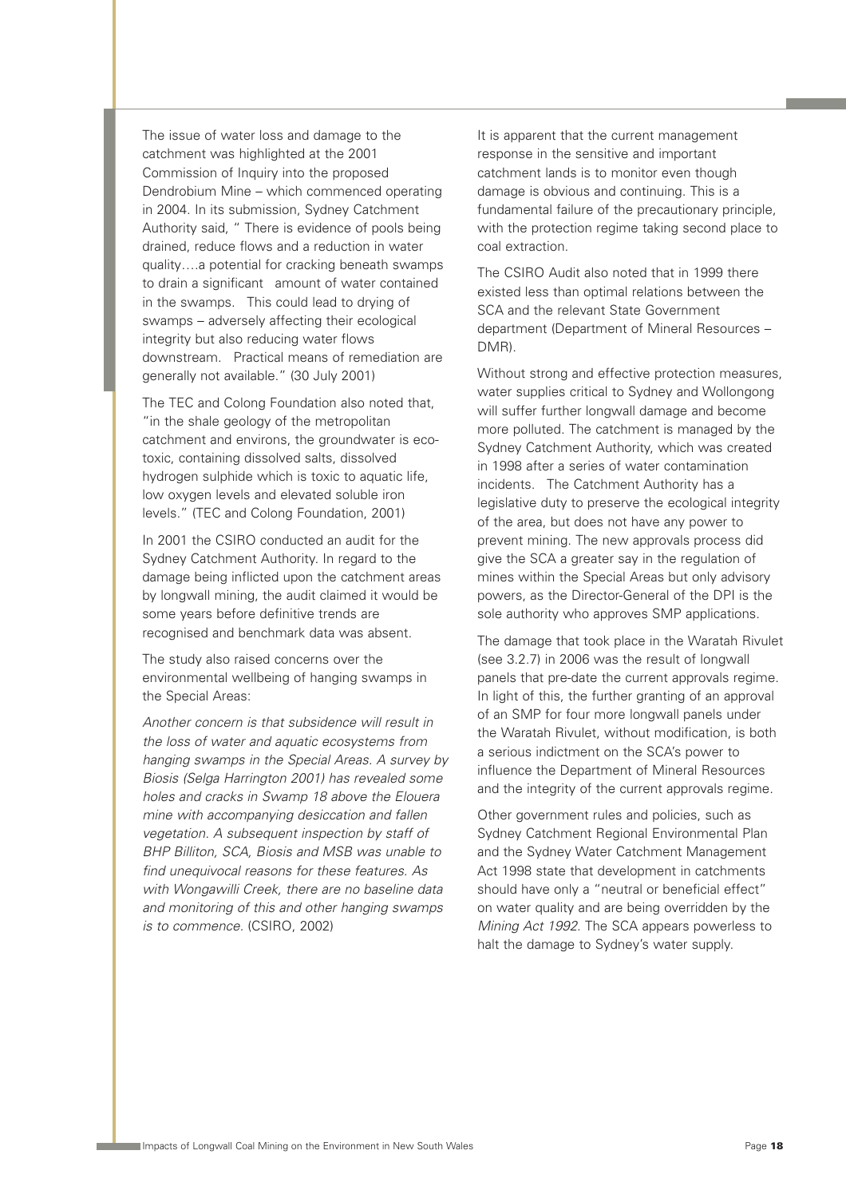The issue of water loss and damage to the catchment was highlighted at the 2001 Commission of Inquiry into the proposed Dendrobium Mine – which commenced operating in 2004. In its submission, Sydney Catchment Authority said, " There is evidence of pools being drained, reduce flows and a reduction in water quality….a potential for cracking beneath swamps to drain a significant amount of water contained in the swamps. This could lead to drying of swamps – adversely affecting their ecological integrity but also reducing water flows downstream. Practical means of remediation are generally not available." (30 July 2001)

The TEC and Colong Foundation also noted that, "in the shale geology of the metropolitan catchment and environs, the groundwater is eco-toxic, containing dissolved salts, dissolved hydrogen sulphide which is toxic to aquatic life, low oxygen levels and elevated soluble iron levels." (TEC and Colong Foundation, 2001)

In 2001 the CSIRO conducted an audit for the Sydney Catchment Authority. In regard to the damage being inflicted upon the catchment areas by longwall mining, the audit claimed it would be some years before definitive trends are recognised and benchmark data was absent.

The study also raised concerns over the environmental wellbeing of hanging swamps in the Special Areas:

*Another concern is that subsidence will result in the loss of water and aquatic ecosystems from hanging swamps in the Special Areas. A survey by Biosis (Selga Harrington 2001) has revealed some holes and cracks in Swamp 18 above the Elouera mine with accompanying desiccation and fallen vegetation. A subsequent inspection by staff of BHP Billiton, SCA, Biosis and MSB was unable to find unequivocal reasons for these features. As with Wongawilli Creek, there are no baseline data and monitoring of this and other hanging swamps is to commence.* (CSIRO, 2002)

It is apparent that the current management response in the sensitive and important catchment lands is to monitor even though damage is obvious and continuing. This is a fundamental failure of the precautionary principle, with the protection regime taking second place to coal extraction.

The CSIRO Audit also noted that in 1999 there existed less than optimal relations between the SCA and the relevant State Government department (Department of Mineral Resources – DMR).

Without strong and effective protection measures, water supplies critical to Sydney and Wollongong will suffer further longwall damage and become more polluted. The catchment is managed by the Sydney Catchment Authority, which was created in 1998 after a series of water contamination incidents. The Catchment Authority has a legislative duty to preserve the ecological integrity of the area, but does not have any power to prevent mining. The new approvals process did give the SCA a greater say in the regulation of mines within the Special Areas but only advisory powers, as the Director-General of the DPI is the sole authority who approves SMP applications.

The damage that took place in the Waratah Rivulet (see 3.2.7) in 2006 was the result of longwall panels that pre-date the current approvals regime. In light of this, the further granting of an approval of an SMP for four more longwall panels under the Waratah Rivulet, without modification, is both a serious indictment on the SCA's power to influence the Department of Mineral Resources and the integrity of the current approvals regime.

Other government rules and policies, such as Sydney Catchment Regional Environmental Plan and the Sydney Water Catchment Management Act 1998 state that development in catchments should have only a "neutral or beneficial effect" on water quality and are being overridden by the *Mining Act 1992*. The SCA appears powerless to halt the damage to Sydney's water supply.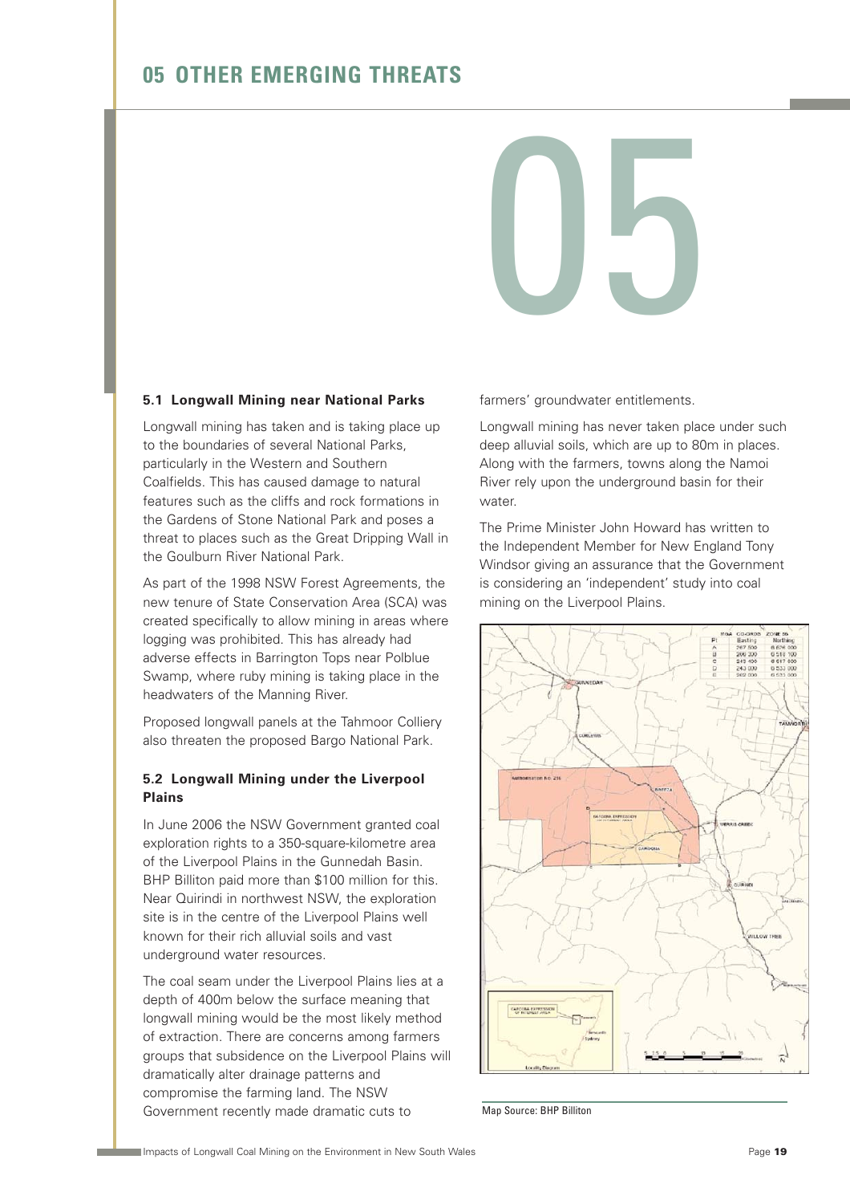# 05 OTHER EMERGING THREATS

05

### 5.1 Longwall Mining near National Parks

Longwall mining has taken and is taking place up to the boundaries of several National Parks, particularly in the Western and Southern Coalfields. This has caused damage to natural features such as the cliffs and rock formations in the Gardens of Stone National Park and poses a threat to places such as the Great Dripping Wall in the Goulburn River National Park.

As part of the 1998 NSW Forest Agreements, the new tenure of State Conservation Area (SCA) was created specifically to allow mining in areas where logging was prohibited. This has already had adverse effects in Barrington Tops near Polblue Swamp, where ruby mining is taking place in the headwaters of the Manning River.

Proposed longwall panels at the Tahmoor Colliery also threaten the proposed Bargo National Park.

### 5.2 Longwall Mining under the Liverpool Plains

In June 2006 the NSW Government granted coal exploration rights to a 350-square-kilometre area of the Liverpool Plains in the Gunnedah Basin. BHP Billiton paid more than $100 million for this. Near Quirindi in northwest NSW, the exploration site is in the centre of the Liverpool Plains well known for their rich alluvial soils and vast underground water resources.

The coal seam under the Liverpool Plains lies at a depth of 400m below the surface meaning that longwall mining would be the most likely method of extraction. There are concerns among farmers groups that subsidence on the Liverpool Plains will dramatically alter drainage patterns and compromise the farming land. The NSW Government recently made dramatic cuts to farmers' groundwater entitlements.

Longwall mining has never taken place under such deep alluvial soils, which are up to 80m in places. Along with the farmers, towns along the Namoi River rely upon the underground basin for their water.

The Prime Minister John Howard has written to the Independent Member for New England Tony Windsor giving an assurance that the Government is considering an 'independent' study into coal mining on the Liverpool Plains.

Map Source: BHP Billiton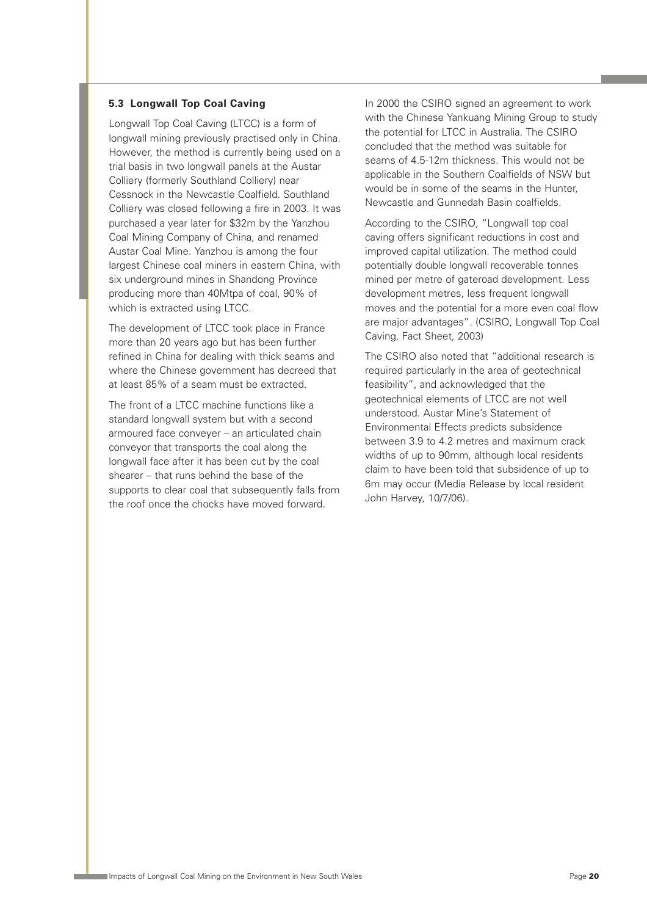### 5.3 Longwall Top Coal Caving

Longwall Top Coal Caving (LTCC) is a form of longwall mining previously practised only in China. However, the method is currently being used on a trial basis in two longwall panels at the Austar Colliery (formerly Southland Colliery) near Cessnock in the Newcastle Coalfield. Southland Colliery was closed following a fire in 2003. It was purchased a year later for $32m by the Yanzhou Coal Mining Company of China, and renamed Austar Coal Mine. Yanzhou is among the four largest Chinese coal miners in eastern China, with six underground mines in Shandong Province producing more than 40Mtpa of coal, 90% of which is extracted using LTCC.

The development of LTCC took place in France more than 20 years ago but has been further refined in China for dealing with thick seams and where the Chinese government has decreed that at least 85% of a seam must be extracted.

The front of a LTCC machine functions like a standard longwall system but with a second armoured face conveyer – an articulated chain conveyor that transports the coal along the longwall face after it has been cut by the coal shearer – that runs behind the base of the supports to clear coal that subsequently falls from the roof once the chocks have moved forward.

In 2000 the CSIRO signed an agreement to work with the Chinese Yankuang Mining Group to study the potential for LTCC in Australia. The CSIRO concluded that the method was suitable for seams of 4.5-12m thickness. This would not be applicable in the Southern Coalfields of NSW but would be in some of the seams in the Hunter, Newcastle and Gunnedah Basin coalfields.

According to the CSIRO, "Longwall top coal caving offers significant reductions in cost and improved capital utilization. The method could potentially double longwall recoverable tonnes mined per metre of gateroad development. Less development metres, less frequent longwall moves and the potential for a more even coal flow are major advantages". (CSIRO, Longwall Top Coal Caving, Fact Sheet, 2003)

The CSIRO also noted that "additional research is required particularly in the area of geotechnical feasibility", and acknowledged that the geotechnical elements of LTCC are not well understood. Austar Mine's Statement of Environmental Effects predicts subsidence between 3.9 to 4.2 metres and maximum crack widths of up to 90mm, although local residents claim to have been told that subsidence of up to 6m may occur (Media Release by local resident John Harvey, 10/7/06).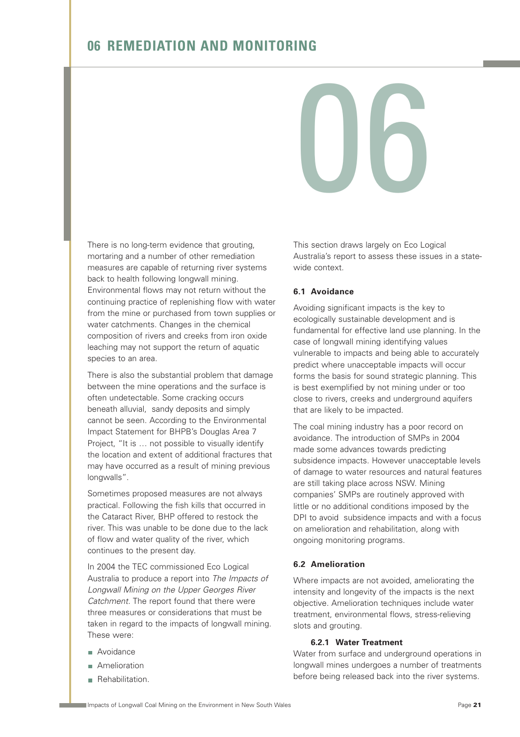# 06 REMEDIATION AND MONITORING

There is no long-term evidence that grouting, mortaring and a number of other remediation measures are capable of returning river systems back to health following longwall mining. Environmental flows may not return without the continuing practice of replenishing flow with water from the mine or purchased from town supplies or water catchments. Changes in the chemical composition of rivers and creeks from iron oxide leaching may not support the return of aquatic species to an area.

There is also the substantial problem that damage between the mine operations and the surface is often undetectable. Some cracking occurs beneath alluvial, sandy deposits and simply cannot be seen. According to the Environmental Impact Statement for BHPB's Douglas Area 7 Project, "It is … not possible to visually identify the location and extent of additional fractures that may have occurred as a result of mining previous longwalls".

Sometimes proposed measures are not always practical. Following the fish kills that occurred in the Cataract River, BHP offered to restock the river. This was unable to be done due to the lack of flow and water quality of the river, which continues to the present day.

In 2004 the TEC commissioned Eco Logical Australia to produce a report into *The Impacts of Longwall Mining on the Upper Georges River Catchment*. The report found that there were three measures or considerations that must be taken in regard to the impacts of longwall mining. These were:

- Avoidance
- Amelioration
- Rehabilitation.

This section draws largely on Eco Logical Australia's report to assess these issues in a state-wide context.

### 6.1 Avoidance

Avoiding significant impacts is the key to ecologically sustainable development and is fundamental for effective land use planning. In the case of longwall mining identifying values vulnerable to impacts and being able to accurately predict where unacceptable impacts will occur forms the basis for sound strategic planning. This is best exemplified by not mining under or too close to rivers, creeks and underground aquifers that are likely to be impacted.

The coal mining industry has a poor record on avoidance. The introduction of SMPs in 2004 made some advances towards predicting subsidence impacts. However unacceptable levels of damage to water resources and natural features are still taking place across NSW. Mining companies' SMPs are routinely approved with little or no additional conditions imposed by the DPI to avoid subsidence impacts and with a focus on amelioration and rehabilitation, along with ongoing monitoring programs.

### 6.2 Amelioration

Where impacts are not avoided, ameliorating the intensity and longevity of the impacts is the next objective. Amelioration techniques include water treatment, environmental flows, stress-relieving slots and grouting.

#### 6.2.1 Water Treatment

Water from surface and underground operations in longwall mines undergoes a number of treatments before being released back into the river systems.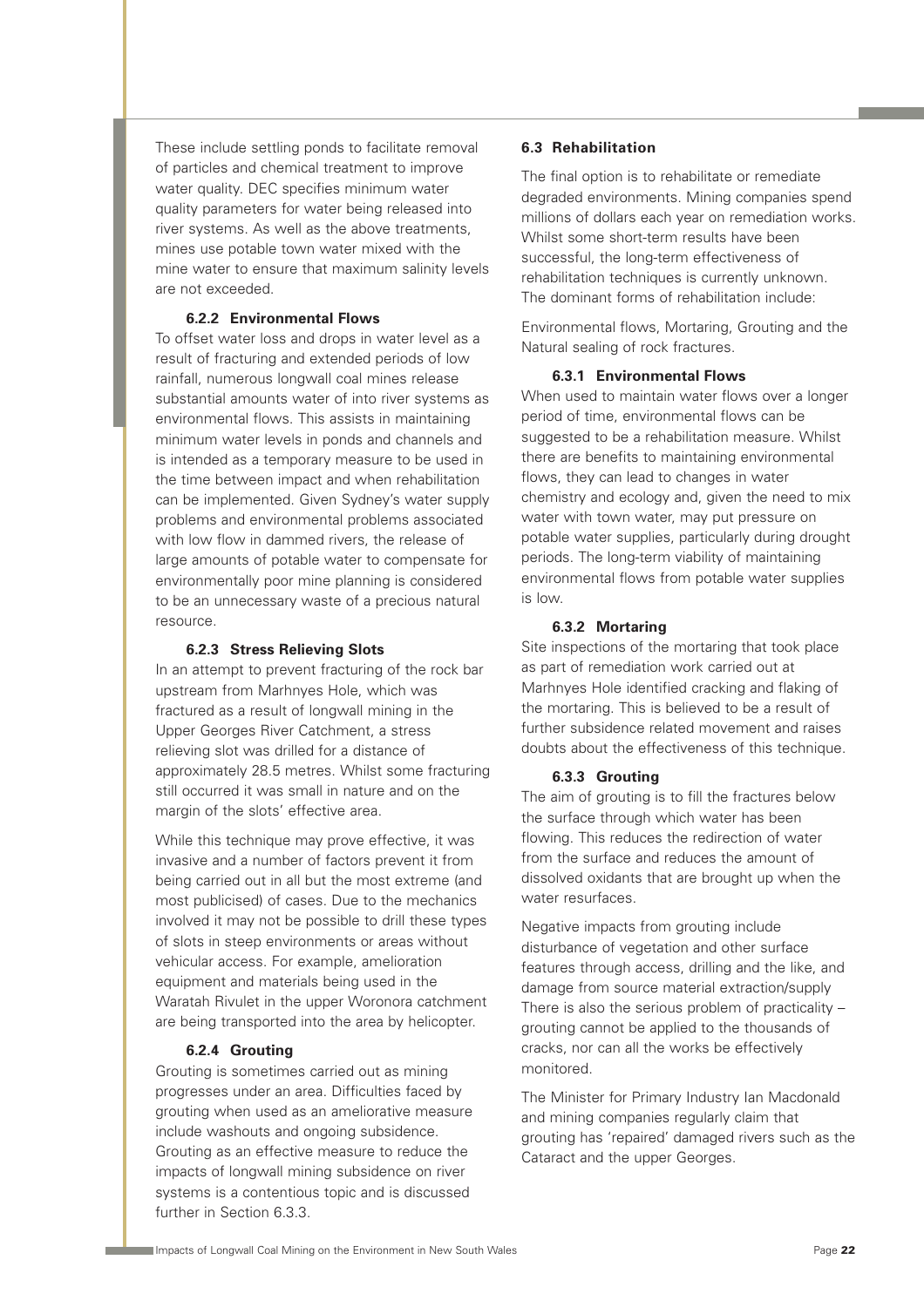These include settling ponds to facilitate removal of particles and chemical treatment to improve water quality. DEC specifies minimum water quality parameters for water being released into river systems. As well as the above treatments, mines use potable town water mixed with the mine water to ensure that maximum salinity levels are not exceeded.

#### 6.2.2 Environmental Flows

To offset water loss and drops in water level as a result of fracturing and extended periods of low rainfall, numerous longwall coal mines release substantial amounts water of into river systems as environmental flows. This assists in maintaining minimum water levels in ponds and channels and is intended as a temporary measure to be used in the time between impact and when rehabilitation can be implemented. Given Sydney's water supply problems and environmental problems associated with low flow in dammed rivers, the release of large amounts of potable water to compensate for environmentally poor mine planning is considered to be an unnecessary waste of a precious natural resource.

#### 6.2.3 Stress Relieving Slots

In an attempt to prevent fracturing of the rock bar upstream from Marhnyes Hole, which was fractured as a result of longwall mining in the Upper Georges River Catchment, a stress relieving slot was drilled for a distance of approximately 28.5 metres. Whilst some fracturing still occurred it was small in nature and on the margin of the slots' effective area.

While this technique may prove effective, it was invasive and a number of factors prevent it from being carried out in all but the most extreme (and most publicised) of cases. Due to the mechanics involved it may not be possible to drill these types of slots in steep environments or areas without vehicular access. For example, amelioration equipment and materials being used in the Waratah Rivulet in the upper Woronora catchment are being transported into the area by helicopter.

#### 6.2.4 Grouting

Grouting is sometimes carried out as mining progresses under an area. Difficulties faced by grouting when used as an ameliorative measure include washouts and ongoing subsidence. Grouting as an effective measure to reduce the impacts of longwall mining subsidence on river systems is a contentious topic and is discussed further in Section 6.3.3.

### 6.3 Rehabilitation

The final option is to rehabilitate or remediate degraded environments. Mining companies spend millions of dollars each year on remediation works. Whilst some short-term results have been successful, the long-term effectiveness of rehabilitation techniques is currently unknown. The dominant forms of rehabilitation include:

Environmental flows, Mortaring, Grouting and the Natural sealing of rock fractures.

#### 6.3.1 Environmental Flows

When used to maintain water flows over a longer period of time, environmental flows can be suggested to be a rehabilitation measure. Whilst there are benefits to maintaining environmental flows, they can lead to changes in water chemistry and ecology and, given the need to mix water with town water, may put pressure on potable water supplies, particularly during drought periods. The long-term viability of maintaining environmental flows from potable water supplies is low.

#### 6.3.2 Mortaring

Site inspections of the mortaring that took place as part of remediation work carried out at Marhnyes Hole identified cracking and flaking of the mortaring. This is believed to be a result of further subsidence related movement and raises doubts about the effectiveness of this technique.

#### 6.3.3 Grouting

The aim of grouting is to fill the fractures below the surface through which water has been flowing. This reduces the redirection of water from the surface and reduces the amount of dissolved oxidants that are brought up when the water resurfaces.

Negative impacts from grouting include disturbance of vegetation and other surface features through access, drilling and the like, and damage from source material extraction/supply There is also the serious problem of practicality – grouting cannot be applied to the thousands of cracks, nor can all the works be effectively monitored.

The Minister for Primary Industry Ian Macdonald and mining companies regularly claim that grouting has 'repaired' damaged rivers such as the Cataract and the upper Georges.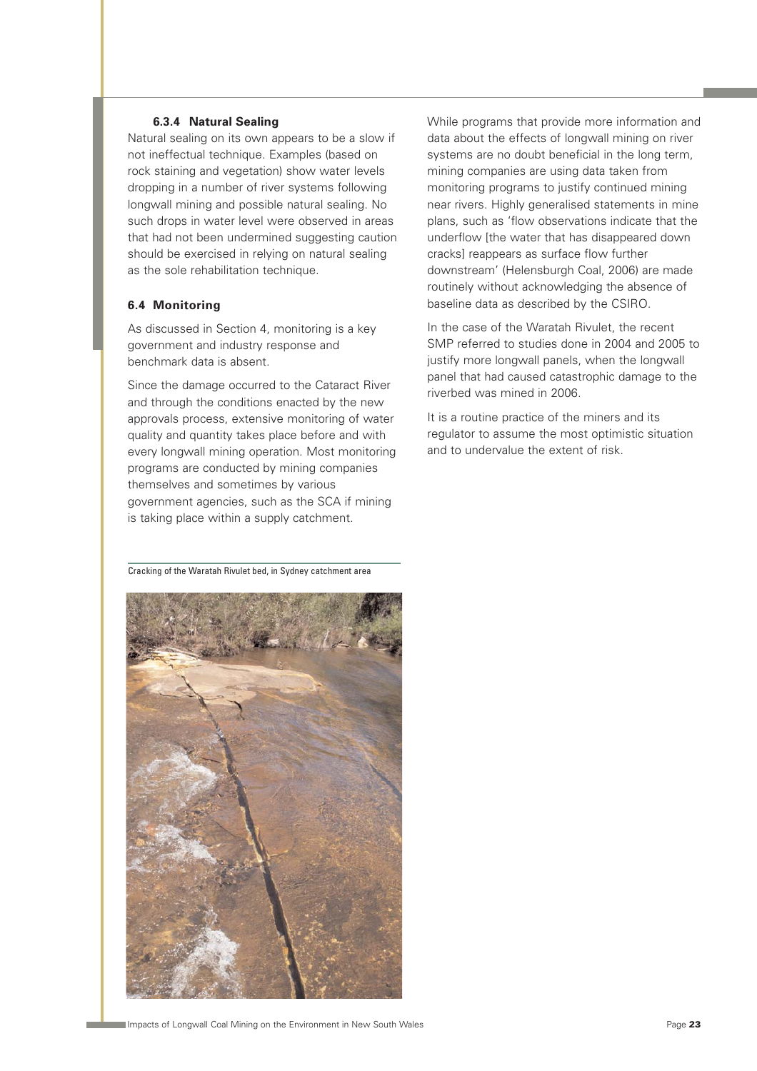#### 6.3.4 Natural Sealing

Natural sealing on its own appears to be a slow if not ineffectual technique. Examples (based on rock staining and vegetation) show water levels dropping in a number of river systems following longwall mining and possible natural sealing. No such drops in water level were observed in areas that had not been undermined suggesting caution should be exercised in relying on natural sealing as the sole rehabilitation technique.

### 6.4 Monitoring

As discussed in Section 4, monitoring is a key government and industry response and benchmark data is absent.

Since the damage occurred to the Cataract River and through the conditions enacted by the new approvals process, extensive monitoring of water quality and quantity takes place before and with every longwall mining operation. Most monitoring programs are conducted by mining companies themselves and sometimes by various government agencies, such as the SCA if mining is taking place within a supply catchment.

Cracking of the Waratah Rivulet bed, in Sydney catchment area

While programs that provide more information and data about the effects of longwall mining on river systems are no doubt beneficial in the long term, mining companies are using data taken from monitoring programs to justify continued mining near rivers. Highly generalised statements in mine plans, such as 'flow observations indicate that the underflow [the water that has disappeared down cracks] reappears as surface flow further downstream' (Helensburgh Coal, 2006) are made routinely without acknowledging the absence of baseline data as described by the CSIRO.

In the case of the Waratah Rivulet, the recent SMP referred to studies done in 2004 and 2005 to justify more longwall panels, when the longwall panel that had caused catastrophic damage to the riverbed was mined in 2006.

It is a routine practice of the miners and its regulator to assume the most optimistic situation and to undervalue the extent of risk.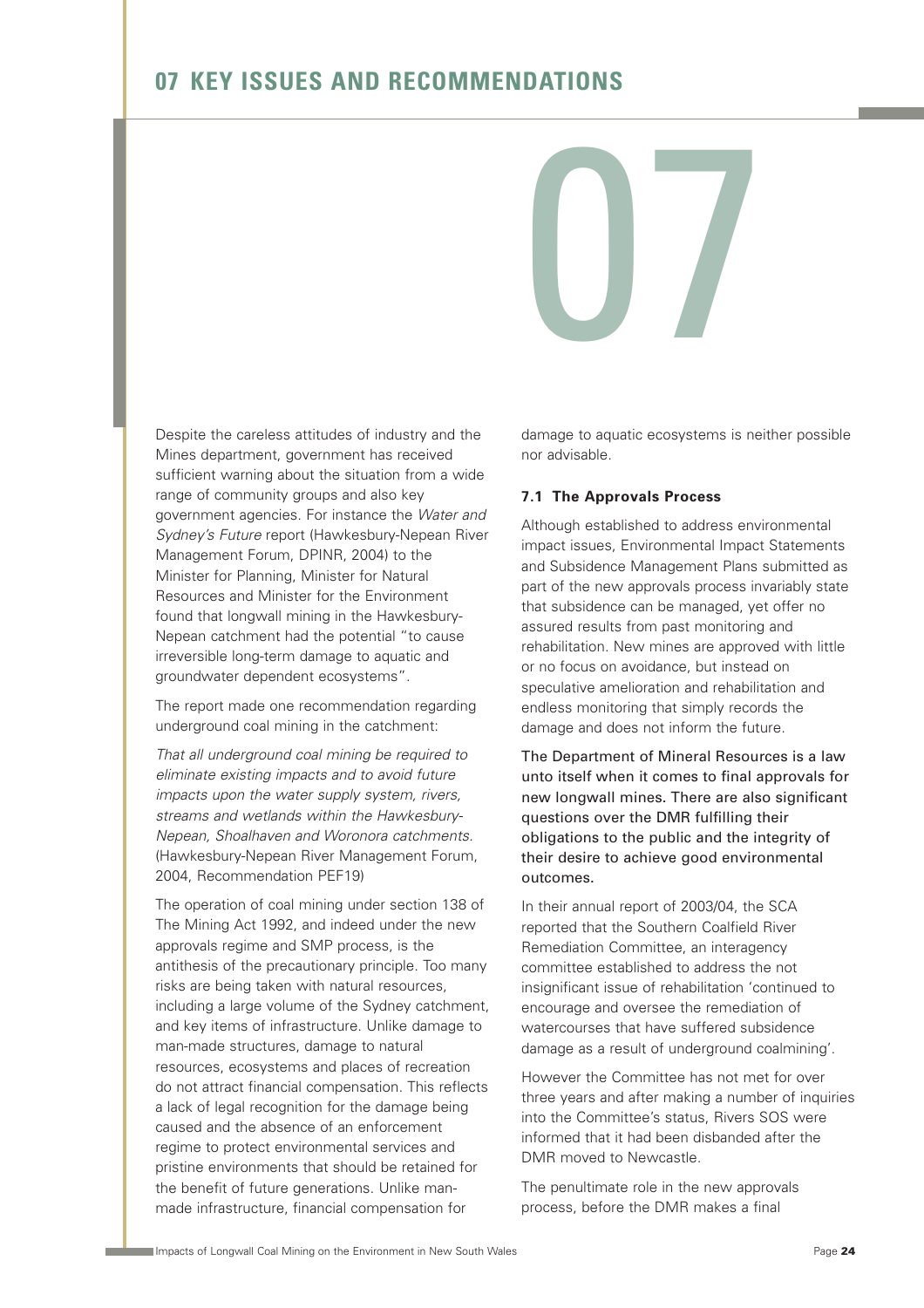# 07 KEY ISSUES AND RECOMMENDATIONS

Despite the careless attitudes of industry and the Mines department, government has received sufficient warning about the situation from a wide range of community groups and also key government agencies. For instance the *Water and Sydney's Future* report (Hawkesbury-Nepean River Management Forum, DPINR, 2004) to the Minister for Planning, Minister for Natural Resources and Minister for the Environment found that longwall mining in the Hawkesbury-Nepean catchment had the potential "to cause irreversible long-term damage to aquatic and groundwater dependent ecosystems".

The report made one recommendation regarding underground coal mining in the catchment:

*That all underground coal mining be required to eliminate existing impacts and to avoid future impacts upon the water supply system, rivers, streams and wetlands within the Hawkesbury-Nepean, Shoalhaven and Woronora catchments.* (Hawkesbury-Nepean River Management Forum, 2004, Recommendation PEF19)

The operation of coal mining under section 138 of The Mining Act 1992, and indeed under the new approvals regime and SMP process, is the antithesis of the precautionary principle. Too many risks are being taken with natural resources, including a large volume of the Sydney catchment, and key items of infrastructure. Unlike damage to man-made structures, damage to natural resources, ecosystems and places of recreation do not attract financial compensation. This reflects a lack of legal recognition for the damage being caused and the absence of an enforcement regime to protect environmental services and pristine environments that should be retained for the benefit of future generations. Unlike man-made infrastructure, financial compensation for damage to aquatic ecosystems is neither possible nor advisable.

### 7.1 The Approvals Process

Although established to address environmental impact issues, Environmental Impact Statements and Subsidence Management Plans submitted as part of the new approvals process invariably state that subsidence can be managed, yet offer no assured results from past monitoring and rehabilitation. New mines are approved with little or no focus on avoidance, but instead on speculative amelioration and rehabilitation and endless monitoring that simply records the damage and does not inform the future.

The Department of Mineral Resources is a law unto itself when it comes to final approvals for new longwall mines. There are also significant questions over the DMR fulfilling their obligations to the public and the integrity of their desire to achieve good environmental outcomes.

In their annual report of 2003/04, the SCA reported that the Southern Coalfield River Remediation Committee, an interagency committee established to address the not insignificant issue of rehabilitation 'continued to encourage and oversee the remediation of watercourses that have suffered subsidence damage as a result of underground coalmining'.

However the Committee has not met for over three years and after making a number of inquiries into the Committee's status, Rivers SOS were informed that it had been disbanded after the DMR moved to Newcastle.

The penultimate role in the new approvals process, before the DMR makes a final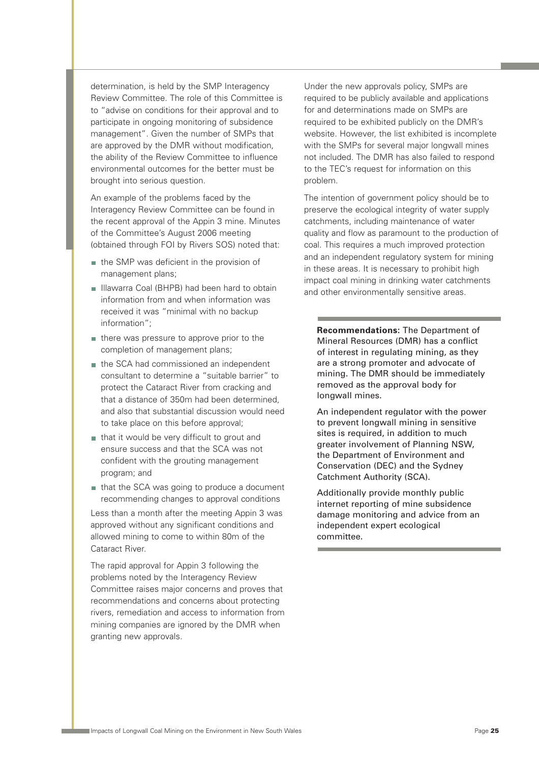determination, is held by the SMP Interagency Review Committee. The role of this Committee is to "advise on conditions for their approval and to participate in ongoing monitoring of subsidence management". Given the number of SMPs that are approved by the DMR without modification, the ability of the Review Committee to influence environmental outcomes for the better must be brought into serious question.

An example of the problems faced by the Interagency Review Committee can be found in the recent approval of the Appin 3 mine. Minutes of the Committee's August 2006 meeting (obtained through FOI by Rivers SOS) noted that:

- the SMP was deficient in the provision of management plans;
- Illawarra Coal (BHPB) had been hard to obtain information from and when information was received it was "minimal with no backup information";
- there was pressure to approve prior to the completion of management plans;
- the SCA had commissioned an independent consultant to determine a "suitable barrier" to protect the Cataract River from cracking and that a distance of 350m had been determined, and also that substantial discussion would need to take place on this before approval;
- that it would be very difficult to grout and ensure success and that the SCA was not confident with the grouting management program; and
- that the SCA was going to produce a document recommending changes to approval conditions

Less than a month after the meeting Appin 3 was approved without any significant conditions and allowed mining to come to within 80m of the Cataract River.

The rapid approval for Appin 3 following the problems noted by the Interagency Review Committee raises major concerns and proves that recommendations and concerns about protecting rivers, remediation and access to information from mining companies are ignored by the DMR when granting new approvals.

Under the new approvals policy, SMPs are required to be publicly available and applications for and determinations made on SMPs are required to be exhibited publicly on the DMR's website. However, the list exhibited is incomplete with the SMPs for several major longwall mines not included. The DMR has also failed to respond to the TEC's request for information on this problem.

The intention of government policy should be to preserve the ecological integrity of water supply catchments, including maintenance of water quality and flow as paramount to the production of coal. This requires a much improved protection and an independent regulatory system for mining in these areas. It is necessary to prohibit high impact coal mining in drinking water catchments and other environmentally sensitive areas.

**Recommendations:** The Department of Mineral Resources (DMR) has a conflict of interest in regulating mining, as they are a strong promoter and advocate of mining. The DMR should be immediately removed as the approval body for longwall mines.

An independent regulator with the power to prevent longwall mining in sensitive sites is required, in addition to much greater involvement of Planning NSW, the Department of Environment and Conservation (DEC) and the Sydney Catchment Authority (SCA).

Additionally provide monthly public internet reporting of mine subsidence damage monitoring and advice from an independent expert ecological committee.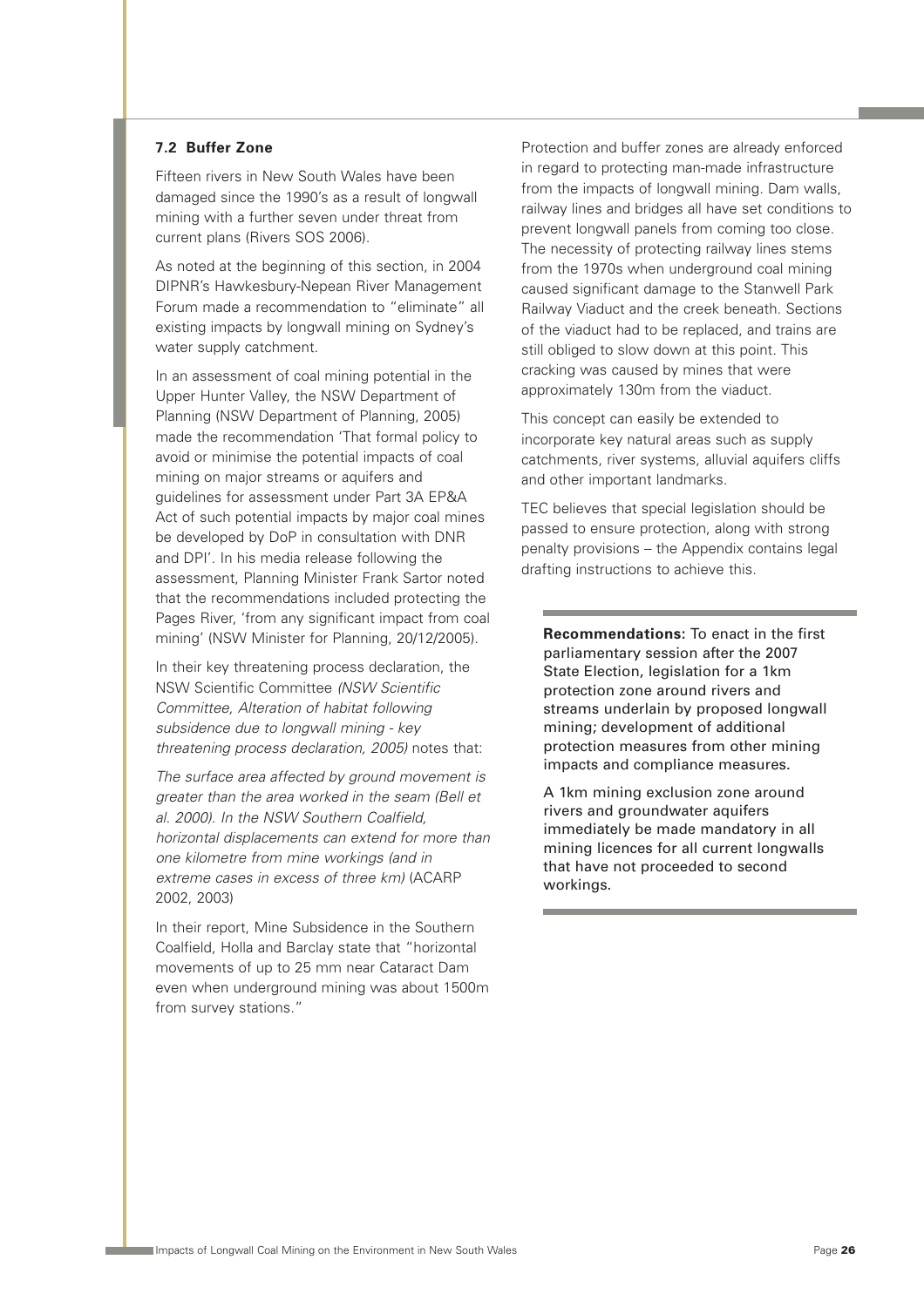### 7.2 Buffer Zone

Fifteen rivers in New South Wales have been damaged since the 1990's as a result of longwall mining with a further seven under threat from current plans (Rivers SOS 2006).

As noted at the beginning of this section, in 2004 DIPNR's Hawkesbury-Nepean River Management Forum made a recommendation to "eliminate" all existing impacts by longwall mining on Sydney's water supply catchment.

In an assessment of coal mining potential in the Upper Hunter Valley, the NSW Department of Planning (NSW Department of Planning, 2005) made the recommendation 'That formal policy to avoid or minimise the potential impacts of coal mining on major streams or aquifers and guidelines for assessment under Part 3A EP&A Act of such potential impacts by major coal mines be developed by DoP in consultation with DNR and DPI'. In his media release following the assessment, Planning Minister Frank Sartor noted that the recommendations included protecting the Pages River, 'from any significant impact from coal mining' (NSW Minister for Planning, 20/12/2005).

In their key threatening process declaration, the NSW Scientific Committee *(NSW Scientific Committee, Alteration of habitat following subsidence due to longwall mining - key threatening process declaration, 2005)* notes that:

*The surface area affected by ground movement is greater than the area worked in the seam (Bell et al. 2000). In the NSW Southern Coalfield, horizontal displacements can extend for more than one kilometre from mine workings (and in extreme cases in excess of three km)* (ACARP 2002, 2003)

In their report, Mine Subsidence in the Southern Coalfield, Holla and Barclay state that "horizontal movements of up to 25 mm near Cataract Dam even when underground mining was about 1500m from survey stations."

Protection and buffer zones are already enforced in regard to protecting man-made infrastructure from the impacts of longwall mining. Dam walls, railway lines and bridges all have set conditions to prevent longwall panels from coming too close. The necessity of protecting railway lines stems from the 1970s when underground coal mining caused significant damage to the Stanwell Park Railway Viaduct and the creek beneath. Sections of the viaduct had to be replaced, and trains are still obliged to slow down at this point. This cracking was caused by mines that were approximately 130m from the viaduct.

This concept can easily be extended to incorporate key natural areas such as supply catchments, river systems, alluvial aquifers cliffs and other important landmarks.

TEC believes that special legislation should be passed to ensure protection, along with strong penalty provisions – the Appendix contains legal drafting instructions to achieve this.

**Recommendations:** To enact in the first parliamentary session after the 2007 State Election, legislation for a 1km protection zone around rivers and streams underlain by proposed longwall mining; development of additional protection measures from other mining impacts and compliance measures.

A 1km mining exclusion zone around rivers and groundwater aquifers immediately be made mandatory in all mining licences for all current longwalls that have not proceeded to second workings.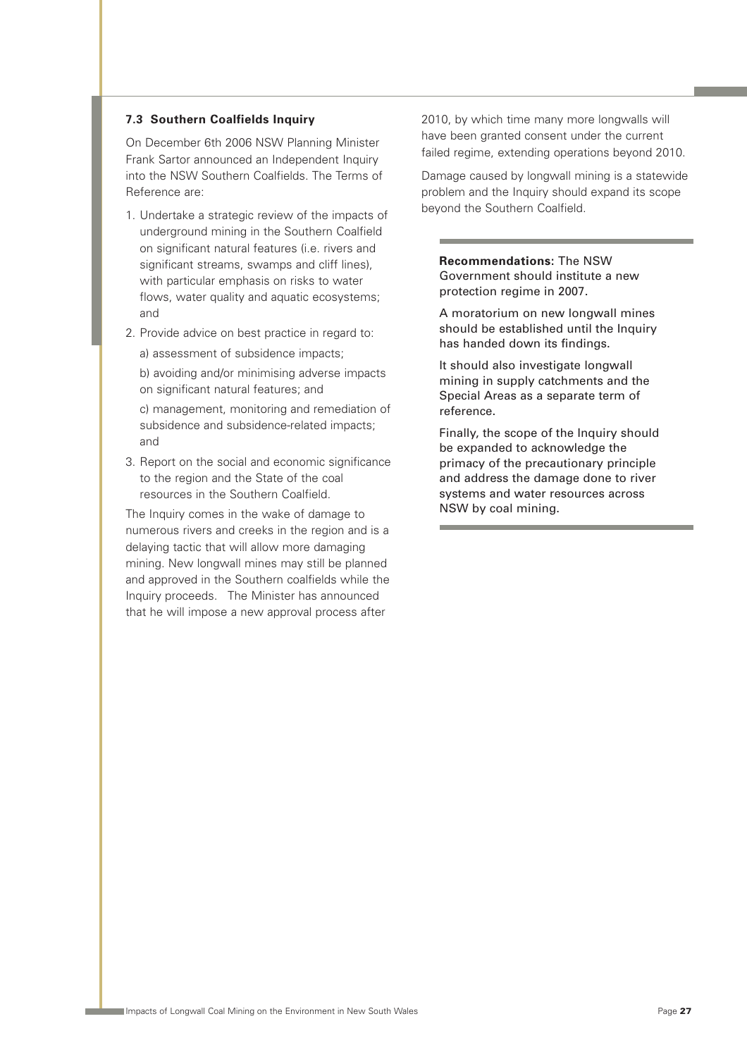### 7.3 Southern Coalfields Inquiry

On December 6th 2006 NSW Planning Minister Frank Sartor announced an Independent Inquiry into the NSW Southern Coalfields. The Terms of Reference are:

1. Undertake a strategic review of the impacts of underground mining in the Southern Coalfield on significant natural features (i.e. rivers and significant streams, swamps and cliff lines), with particular emphasis on risks to water flows, water quality and aquatic ecosystems; and
2. Provide advice on best practice in regard to:

   a) assessment of subsidence impacts;

   b) avoiding and/or minimising adverse impacts on significant natural features; and

   c) management, monitoring and remediation of subsidence and subsidence-related impacts; and
3. Report on the social and economic significance to the region and the State of the coal resources in the Southern Coalfield.

The Inquiry comes in the wake of damage to numerous rivers and creeks in the region and is a delaying tactic that will allow more damaging mining. New longwall mines may still be planned and approved in the Southern coalfields while the Inquiry proceeds. The Minister has announced that he will impose a new approval process after 2010, by which time many more longwalls will have been granted consent under the current failed regime, extending operations beyond 2010.

Damage caused by longwall mining is a statewide problem and the Inquiry should expand its scope beyond the Southern Coalfield.

---

**Recommendations:** The NSW Government should institute a new protection regime in 2007.

A moratorium on new longwall mines should be established until the Inquiry has handed down its findings.

It should also investigate longwall mining in supply catchments and the Special Areas as a separate term of reference.

Finally, the scope of the Inquiry should be expanded to acknowledge the primacy of the precautionary principle and address the damage done to river systems and water resources across NSW by coal mining.

---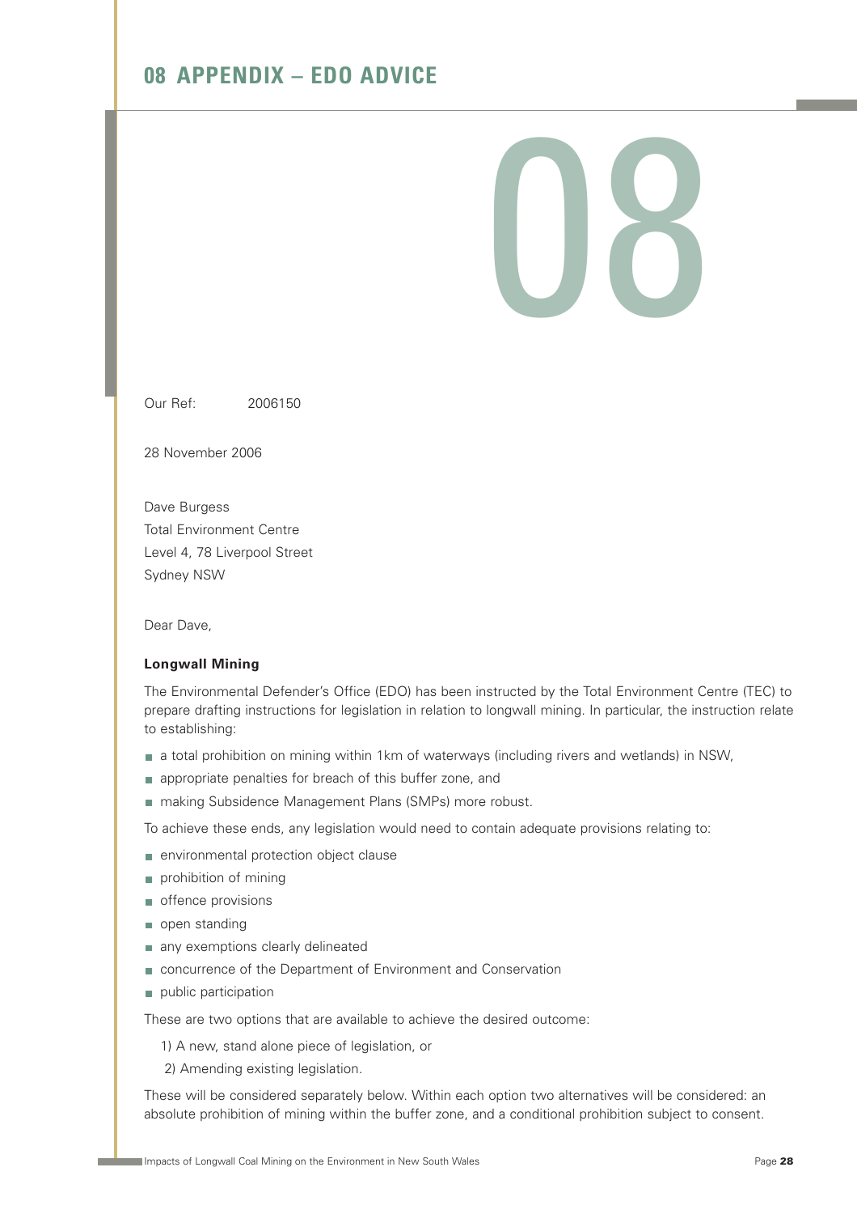# 08 APPENDIX – EDO ADVICE

Our Ref: 2006150

28 November 2006

Dave Burgess
Total Environment Centre
Level 4, 78 Liverpool Street
Sydney NSW

Dear Dave,

**Longwall Mining**

The Environmental Defender's Office (EDO) has been instructed by the Total Environment Centre (TEC) to prepare drafting instructions for legislation in relation to longwall mining. In particular, the instruction relate to establishing:

- a total prohibition on mining within 1km of waterways (including rivers and wetlands) in NSW,
- appropriate penalties for breach of this buffer zone, and
- making Subsidence Management Plans (SMPs) more robust.

To achieve these ends, any legislation would need to contain adequate provisions relating to:

- environmental protection object clause
- prohibition of mining
- offence provisions
- open standing
- any exemptions clearly delineated
- concurrence of the Department of Environment and Conservation
- public participation

These are two options that are available to achieve the desired outcome:

1) A new, stand alone piece of legislation, or
2) Amending existing legislation.

These will be considered separately below. Within each option two alternatives will be considered: an absolute prohibition of mining within the buffer zone, and a conditional prohibition subject to consent.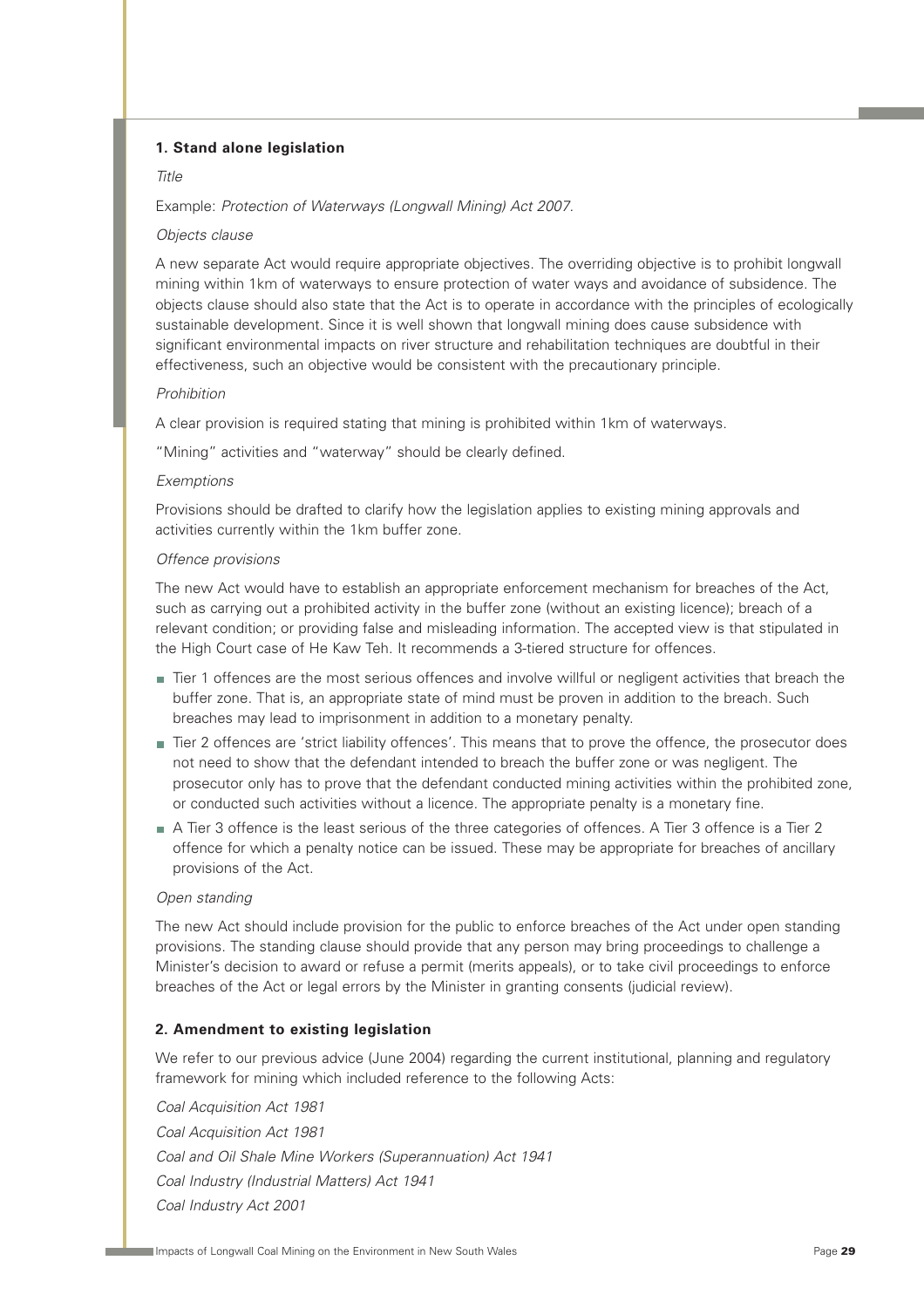### 1. Stand alone legislation

*Title*

Example: *Protection of Waterways (Longwall Mining) Act 2007.*

*Objects clause*

A new separate Act would require appropriate objectives. The overriding objective is to prohibit longwall mining within 1km of waterways to ensure protection of water ways and avoidance of subsidence. The objects clause should also state that the Act is to operate in accordance with the principles of ecologically sustainable development. Since it is well shown that longwall mining does cause subsidence with significant environmental impacts on river structure and rehabilitation techniques are doubtful in their effectiveness, such an objective would be consistent with the precautionary principle.

*Prohibition*

A clear provision is required stating that mining is prohibited within 1km of waterways.

"Mining" activities and "waterway" should be clearly defined.

*Exemptions*

Provisions should be drafted to clarify how the legislation applies to existing mining approvals and activities currently within the 1km buffer zone.

*Offence provisions*

The new Act would have to establish an appropriate enforcement mechanism for breaches of the Act, such as carrying out a prohibited activity in the buffer zone (without an existing licence); breach of a relevant condition; or providing false and misleading information. The accepted view is that stipulated in the High Court case of He Kaw Teh. It recommends a 3-tiered structure for offences.

- Tier 1 offences are the most serious offences and involve willful or negligent activities that breach the buffer zone. That is, an appropriate state of mind must be proven in addition to the breach. Such breaches may lead to imprisonment in addition to a monetary penalty.
- Tier 2 offences are 'strict liability offences'. This means that to prove the offence, the prosecutor does not need to show that the defendant intended to breach the buffer zone or was negligent. The prosecutor only has to prove that the defendant conducted mining activities within the prohibited zone, or conducted such activities without a licence. The appropriate penalty is a monetary fine.
- A Tier 3 offence is the least serious of the three categories of offences. A Tier 3 offence is a Tier 2 offence for which a penalty notice can be issued. These may be appropriate for breaches of ancillary provisions of the Act.

*Open standing*

The new Act should include provision for the public to enforce breaches of the Act under open standing provisions. The standing clause should provide that any person may bring proceedings to challenge a Minister's decision to award or refuse a permit (merits appeals), or to take civil proceedings to enforce breaches of the Act or legal errors by the Minister in granting consents (judicial review).

### 2. Amendment to existing legislation

We refer to our previous advice (June 2004) regarding the current institutional, planning and regulatory framework for mining which included reference to the following Acts:

*Coal Acquisition Act 1981*

*Coal Acquisition Act 1981*

*Coal and Oil Shale Mine Workers (Superannuation) Act 1941*

*Coal Industry (Industrial Matters) Act 1941*

*Coal Industry Act 2001*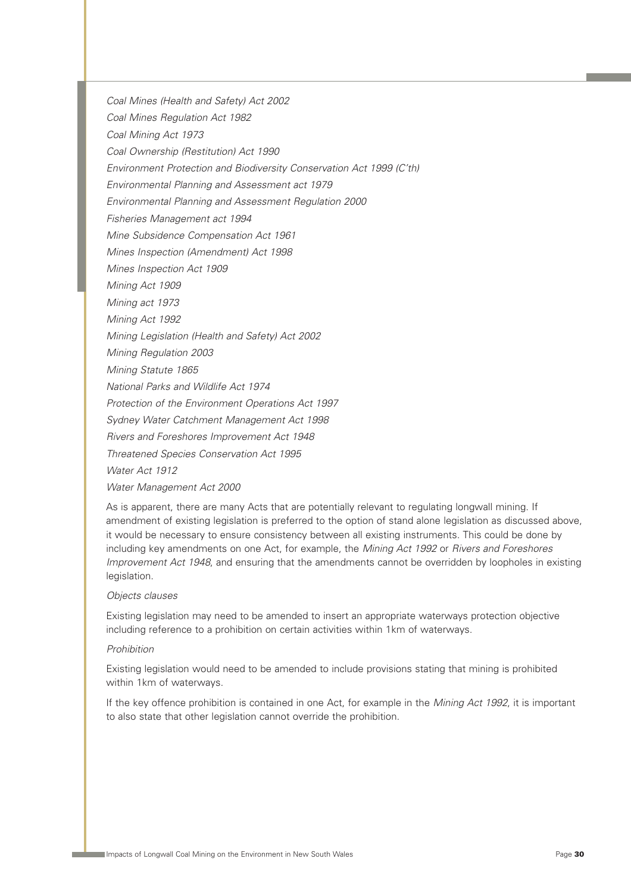*Coal Mines (Health and Safety) Act 2002*

*Coal Mines Regulation Act 1982*

*Coal Mining Act 1973*

*Coal Ownership (Restitution) Act 1990*

*Environment Protection and Biodiversity Conservation Act 1999 (C'th)*

*Environmental Planning and Assessment act 1979*

*Environmental Planning and Assessment Regulation 2000*

*Fisheries Management act 1994*

*Mine Subsidence Compensation Act 1961*

*Mines Inspection (Amendment) Act 1998*

*Mines Inspection Act 1909*

*Mining Act 1909*

*Mining act 1973*

*Mining Act 1992*

*Mining Legislation (Health and Safety) Act 2002*

*Mining Regulation 2003*

*Mining Statute 1865*

*National Parks and Wildlife Act 1974*

*Protection of the Environment Operations Act 1997*

*Sydney Water Catchment Management Act 1998*

*Rivers and Foreshores Improvement Act 1948*

*Threatened Species Conservation Act 1995*

*Water Act 1912*

*Water Management Act 2000*

As is apparent, there are many Acts that are potentially relevant to regulating longwall mining. If amendment of existing legislation is preferred to the option of stand alone legislation as discussed above, it would be necessary to ensure consistency between all existing instruments. This could be done by including key amendments on one Act, for example, the *Mining Act 1992* or *Rivers and Foreshores Improvement Act 1948*, and ensuring that the amendments cannot be overridden by loopholes in existing legislation.

*Objects clauses*

Existing legislation may need to be amended to insert an appropriate waterways protection objective including reference to a prohibition on certain activities within 1km of waterways.

*Prohibition*

Existing legislation would need to be amended to include provisions stating that mining is prohibited within 1km of waterways.

If the key offence prohibition is contained in one Act, for example in the *Mining Act 1992*, it is important to also state that other legislation cannot override the prohibition.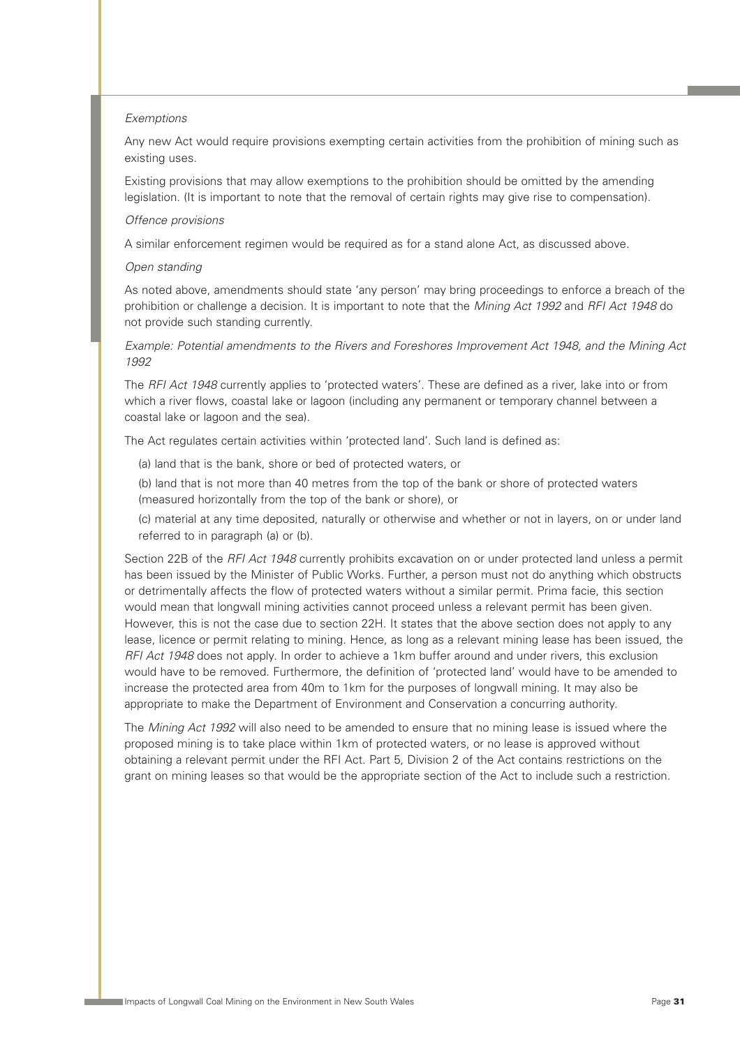*Exemptions*

Any new Act would require provisions exempting certain activities from the prohibition of mining such as existing uses.

Existing provisions that may allow exemptions to the prohibition should be omitted by the amending legislation. (It is important to note that the removal of certain rights may give rise to compensation).

*Offence provisions*

A similar enforcement regimen would be required as for a stand alone Act, as discussed above.

*Open standing*

As noted above, amendments should state 'any person' may bring proceedings to enforce a breach of the prohibition or challenge a decision. It is important to note that the *Mining Act 1992* and *RFI Act 1948* do not provide such standing currently.

*Example: Potential amendments to the Rivers and Foreshores Improvement Act 1948, and the Mining Act 1992*

The *RFI Act 1948* currently applies to 'protected waters'. These are defined as a river, lake into or from which a river flows, coastal lake or lagoon (including any permanent or temporary channel between a coastal lake or lagoon and the sea).

The Act regulates certain activities within 'protected land'. Such land is defined as:

(a) land that is the bank, shore or bed of protected waters, or

(b) land that is not more than 40 metres from the top of the bank or shore of protected waters (measured horizontally from the top of the bank or shore), or

(c) material at any time deposited, naturally or otherwise and whether or not in layers, on or under land referred to in paragraph (a) or (b).

Section 22B of the *RFI Act 1948* currently prohibits excavation on or under protected land unless a permit has been issued by the Minister of Public Works. Further, a person must not do anything which obstructs or detrimentally affects the flow of protected waters without a similar permit. Prima facie, this section would mean that longwall mining activities cannot proceed unless a relevant permit has been given. However, this is not the case due to section 22H. It states that the above section does not apply to any lease, licence or permit relating to mining. Hence, as long as a relevant mining lease has been issued, the *RFI Act 1948* does not apply. In order to achieve a 1km buffer around and under rivers, this exclusion would have to be removed. Furthermore, the definition of 'protected land' would have to be amended to increase the protected area from 40m to 1km for the purposes of longwall mining. It may also be appropriate to make the Department of Environment and Conservation a concurring authority.

The *Mining Act 1992* will also need to be amended to ensure that no mining lease is issued where the proposed mining is to take place within 1km of protected waters, or no lease is approved without obtaining a relevant permit under the RFI Act. Part 5, Division 2 of the Act contains restrictions on the grant on mining leases so that would be the appropriate section of the Act to include such a restriction.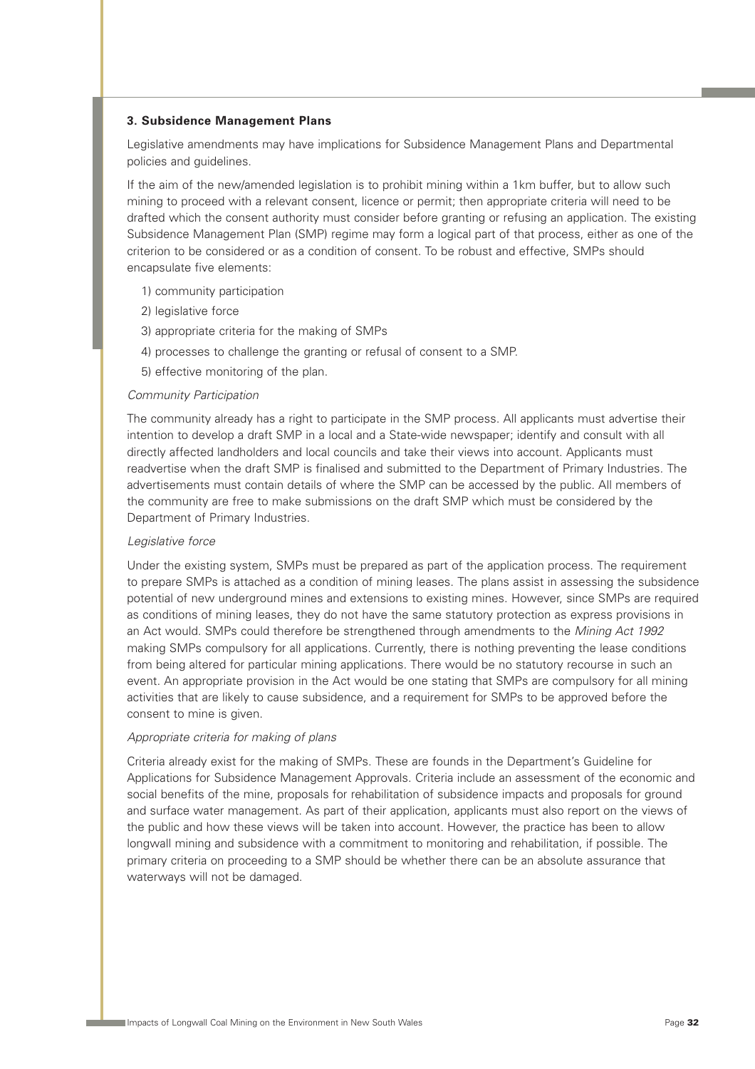### 3. Subsidence Management Plans

Legislative amendments may have implications for Subsidence Management Plans and Departmental policies and guidelines.

If the aim of the new/amended legislation is to prohibit mining within a 1km buffer, but to allow such mining to proceed with a relevant consent, licence or permit; then appropriate criteria will need to be drafted which the consent authority must consider before granting or refusing an application. The existing Subsidence Management Plan (SMP) regime may form a logical part of that process, either as one of the criterion to be considered or as a condition of consent. To be robust and effective, SMPs should encapsulate five elements:

1) community participation
2) legislative force
3) appropriate criteria for the making of SMPs
4) processes to challenge the granting or refusal of consent to a SMP.
5) effective monitoring of the plan.

*Community Participation*

The community already has a right to participate in the SMP process. All applicants must advertise their intention to develop a draft SMP in a local and a State-wide newspaper; identify and consult with all directly affected landholders and local councils and take their views into account. Applicants must readvertise when the draft SMP is finalised and submitted to the Department of Primary Industries. The advertisements must contain details of where the SMP can be accessed by the public. All members of the community are free to make submissions on the draft SMP which must be considered by the Department of Primary Industries.

*Legislative force*

Under the existing system, SMPs must be prepared as part of the application process. The requirement to prepare SMPs is attached as a condition of mining leases. The plans assist in assessing the subsidence potential of new underground mines and extensions to existing mines. However, since SMPs are required as conditions of mining leases, they do not have the same statutory protection as express provisions in an Act would. SMPs could therefore be strengthened through amendments to the *Mining Act 1992* making SMPs compulsory for all applications. Currently, there is nothing preventing the lease conditions from being altered for particular mining applications. There would be no statutory recourse in such an event. An appropriate provision in the Act would be one stating that SMPs are compulsory for all mining activities that are likely to cause subsidence, and a requirement for SMPs to be approved before the consent to mine is given.

*Appropriate criteria for making of plans*

Criteria already exist for the making of SMPs. These are founds in the Department's Guideline for Applications for Subsidence Management Approvals. Criteria include an assessment of the economic and social benefits of the mine, proposals for rehabilitation of subsidence impacts and proposals for ground and surface water management. As part of their application, applicants must also report on the views of the public and how these views will be taken into account. However, the practice has been to allow longwall mining and subsidence with a commitment to monitoring and rehabilitation, if possible. The primary criteria on proceeding to a SMP should be whether there can be an absolute assurance that waterways will not be damaged.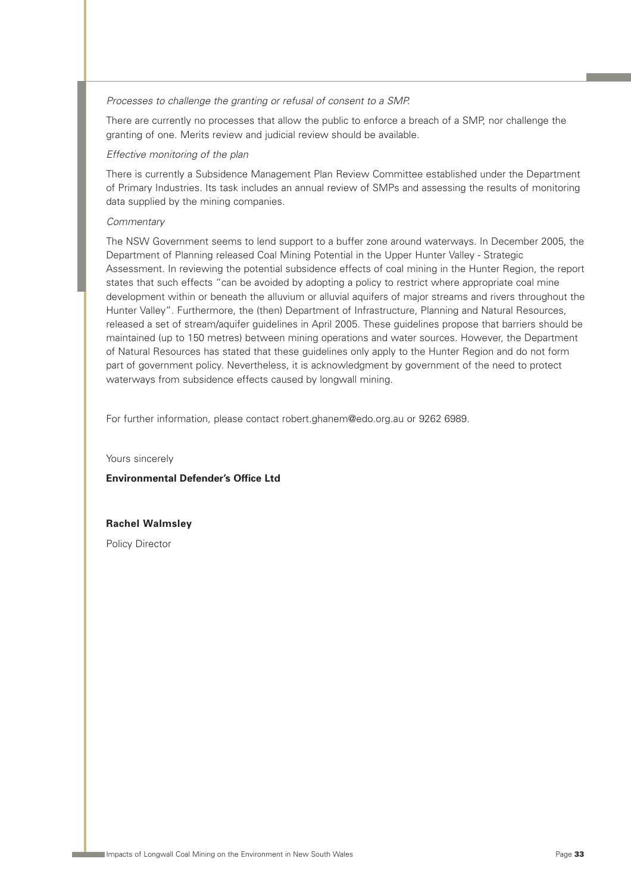*Processes to challenge the granting or refusal of consent to a SMP.*

There are currently no processes that allow the public to enforce a breach of a SMP, nor challenge the granting of one. Merits review and judicial review should be available.

*Effective monitoring of the plan*

There is currently a Subsidence Management Plan Review Committee established under the Department of Primary Industries. Its task includes an annual review of SMPs and assessing the results of monitoring data supplied by the mining companies.

*Commentary*

The NSW Government seems to lend support to a buffer zone around waterways. In December 2005, the Department of Planning released Coal Mining Potential in the Upper Hunter Valley - Strategic Assessment. In reviewing the potential subsidence effects of coal mining in the Hunter Region, the report states that such effects "can be avoided by adopting a policy to restrict where appropriate coal mine development within or beneath the alluvium or alluvial aquifers of major streams and rivers throughout the Hunter Valley". Furthermore, the (then) Department of Infrastructure, Planning and Natural Resources, released a set of stream/aquifer guidelines in April 2005. These guidelines propose that barriers should be maintained (up to 150 metres) between mining operations and water sources. However, the Department of Natural Resources has stated that these guidelines only apply to the Hunter Region and do not form part of government policy. Nevertheless, it is acknowledgment by government of the need to protect waterways from subsidence effects caused by longwall mining.

For further information, please contact robert.ghanem@edo.org.au or 9262 6989.

Yours sincerely

**Environmental Defender's Office Ltd**

**Rachel Walmsley**

Policy Director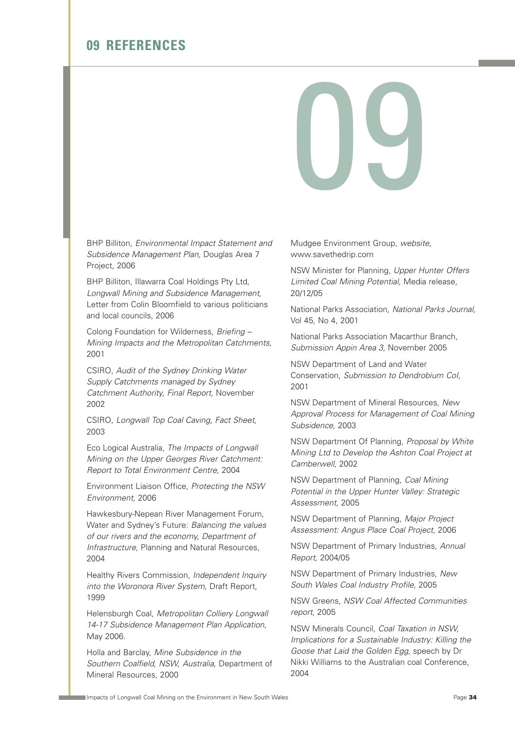# 09 REFERENCES

BHP Billiton, *Environmental Impact Statement and Subsidence Management Plan,* Douglas Area 7 Project, 2006

BHP Billiton, Illawarra Coal Holdings Pty Ltd, *Longwall Mining and Subsidence Management,* Letter from Colin Bloomfield to various politicians and local councils, 2006

Colong Foundation for Wilderness, *Briefing – Mining Impacts and the Metropolitan Catchments,* 2001

CSIRO, *Audit of the Sydney Drinking Water Supply Catchments managed by Sydney Catchment Authority, Final Report,* November 2002

CSIRO, *Longwall Top Coal Caving, Fact Sheet,* 2003

Eco Logical Australia, *The Impacts of Longwall Mining on the Upper Georges River Catchment: Report to Total Environment Centre,* 2004

Environment Liaison Office, *Protecting the NSW Environment*, 2006

Hawkesbury-Nepean River Management Forum, Water and Sydney's Future: *Balancing the values of our rivers and the economy, Department of Infrastructure,* Planning and Natural Resources, 2004

Healthy Rivers Commission, *Independent Inquiry into the Woronora River System,* Draft Report, 1999

Helensburgh Coal, *Metropolitan Colliery Longwall 14-17 Subsidence Management Plan Application,* May 2006.

Holla and Barclay, *Mine Subsidence in the Southern Coalfield, NSW, Australia,* Department of Mineral Resources, 2000

Mudgee Environment Group, *website,* www.savethedrip.com

NSW Minister for Planning, *Upper Hunter Offers Limited Coal Mining Potential,* Media release, 20/12/05

National Parks Association, *National Parks Journal,* Vol 45, No 4, 2001

National Parks Association Macarthur Branch, *Submission Appin Area 3,* November 2005

NSW Department of Land and Water Conservation, *Submission to Dendrobium CoI,* 2001

NSW Department of Mineral Resources, *New Approval Process for Management of Coal Mining Subsidence*, 2003

NSW Department Of Planning, *Proposal by White Mining Ltd to Develop the Ashton Coal Project at Camberwell,* 2002

NSW Department of Planning, *Coal Mining Potential in the Upper Hunter Valley: Strategic Assessment,* 2005

NSW Department of Planning, *Major Project Assessment: Angus Place Coal Project,* 2006

NSW Department of Primary Industries, *Annual Report,* 2004/05

NSW Department of Primary Industries, *New South Wales Coal Industry Profile,* 2005

NSW Greens, *NSW Coal Affected Communities report,* 2005

NSW Minerals Council, *Coal Taxation in NSW, Implications for a Sustainable Industry: Killing the Goose that Laid the Golden Egg,* speech by Dr Nikki Williams to the Australian coal Conference, 2004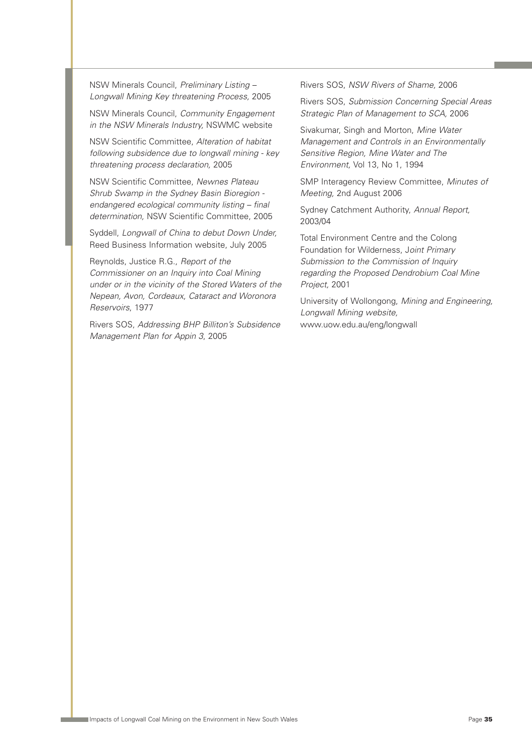NSW Minerals Council, *Preliminary Listing – Longwall Mining Key threatening Process,* 2005

NSW Minerals Council, *Community Engagement in the NSW Minerals Industry,* NSWMC website

NSW Scientific Committee, *Alteration of habitat following subsidence due to longwall mining - key threatening process declaration,* 2005

NSW Scientific Committee, *Newnes Plateau Shrub Swamp in the Sydney Basin Bioregion - endangered ecological community listing – final determination,* NSW Scientific Committee, 2005

Syddell, *Longwall of China to debut Down Under,* Reed Business Information website, July 2005

Reynolds, Justice R.G., *Report of the Commissioner on an Inquiry into Coal Mining under or in the vicinity of the Stored Waters of the Nepean, Avon, Cordeaux, Cataract and Woronora Reservoirs*, 1977

Rivers SOS, *Addressing BHP Billiton's Subsidence Management Plan for Appin 3*, 2005

Rivers SOS, *NSW Rivers of Shame,* 2006

Rivers SOS, *Submission Concerning Special Areas Strategic Plan of Management to SCA,* 2006

Sivakumar, Singh and Morton, *Mine Water Management and Controls in an Environmentally Sensitive Region, Mine Water and The Environment,* Vol 13, No 1, 1994

SMP Interagency Review Committee, *Minutes of Meeting,* 2nd August 2006

Sydney Catchment Authority, *Annual Report,* 2003/04

Total Environment Centre and the Colong Foundation for Wilderness, J*oint Primary Submission to the Commission of Inquiry regarding the Proposed Dendrobium Coal Mine Project,* 2001

University of Wollongong, *Mining and Engineering, Longwall Mining website,* www.uow.edu.au/eng/longwall